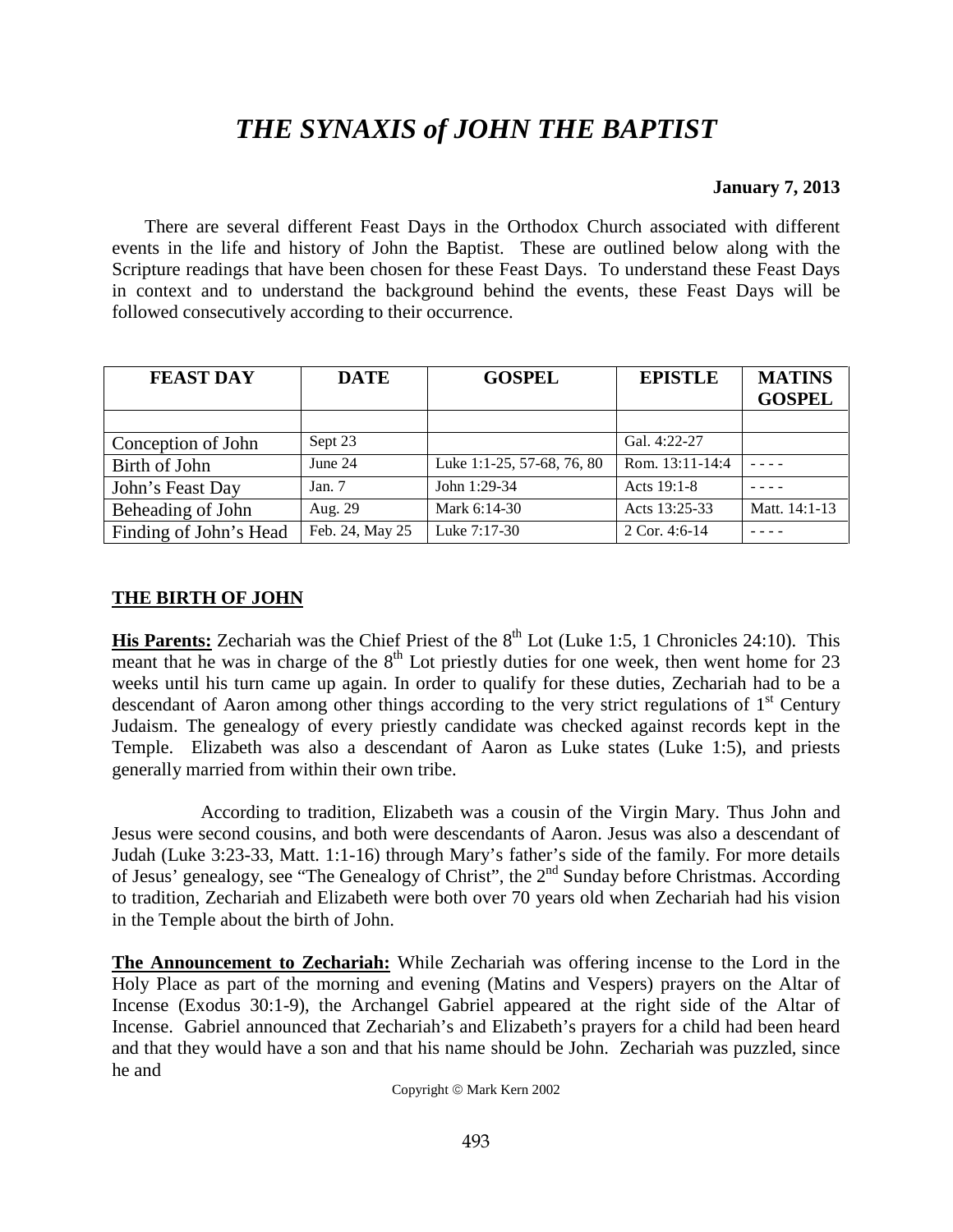# *THE SYNAXIS of JOHN THE BAPTIST*

**January 7, 2013**

There are several different Feast Days in the Orthodox Church associated with different events in the life and history of John the Baptist. These are outlined below along with the Scripture readings that have been chosen for these Feast Days. To understand these Feast Days in context and to understand the background behind the events, these Feast Days will be followed consecutively according to their occurrence.

| FEAST DAY | DATE | GOSPEL | EPISTLE | MATINS GOSPEL |
|---|---|---|---|---|
| | | | | |
| Conception of John | Sept 23 | | Gal. 4:22-27 | |
| Birth of John | June 24 | Luke 1:1-25, 57-68, 76, 80 | Rom. 13:11-14:4 | - - - - |
| John's Feast Day | Jan. 7 | John 1:29-34 | Acts 19:1-8 | - - - - |
| Beheading of John | Aug. 29 | Mark 6:14-30 | Acts 13:25-33 | Matt. 14:1-13 |
| Finding of John's Head | Feb. 24, May 25 | Luke 7:17-30 | 2 Cor. 4:6-14 | - - - - |

## THE BIRTH OF JOHN

**His Parents:** Zechariah was the Chief Priest of the 8th Lot (Luke 1:5, 1 Chronicles 24:10). This meant that he was in charge of the 8th Lot priestly duties for one week, then went home for 23 weeks until his turn came up again. In order to qualify for these duties, Zechariah had to be a descendant of Aaron among other things according to the very strict regulations of 1st Century Judaism. The genealogy of every priestly candidate was checked against records kept in the Temple. Elizabeth was also a descendant of Aaron as Luke states (Luke 1:5), and priests generally married from within their own tribe.

According to tradition, Elizabeth was a cousin of the Virgin Mary. Thus John and Jesus were second cousins, and both were descendants of Aaron. Jesus was also a descendant of Judah (Luke 3:23-33, Matt. 1:1-16) through Mary's father's side of the family. For more details of Jesus' genealogy, see "The Genealogy of Christ", the 2nd Sunday before Christmas. According to tradition, Zechariah and Elizabeth were both over 70 years old when Zechariah had his vision in the Temple about the birth of John.

**The Announcement to Zechariah:** While Zechariah was offering incense to the Lord in the Holy Place as part of the morning and evening (Matins and Vespers) prayers on the Altar of Incense (Exodus 30:1-9), the Archangel Gabriel appeared at the right side of the Altar of Incense. Gabriel announced that Zechariah's and Elizabeth's prayers for a child had been heard and that they would have a son and that his name should be John. Zechariah was puzzled, since he and

Copyright © Mark Kern 2002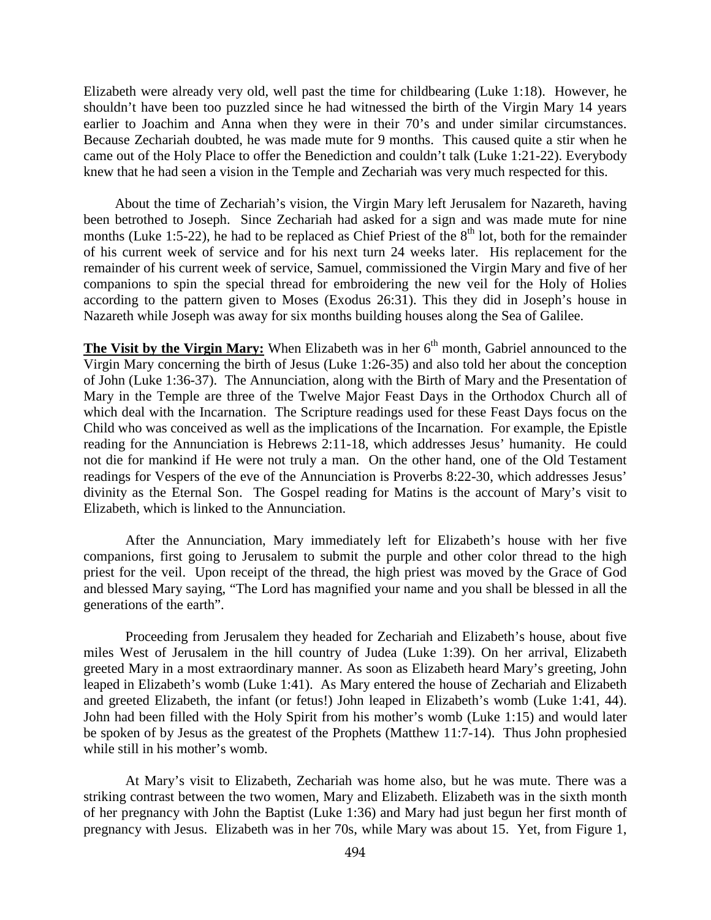Elizabeth were already very old, well past the time for childbearing (Luke 1:18). However, he shouldn't have been too puzzled since he had witnessed the birth of the Virgin Mary 14 years earlier to Joachim and Anna when they were in their 70's and under similar circumstances. Because Zechariah doubted, he was made mute for 9 months. This caused quite a stir when he came out of the Holy Place to offer the Benediction and couldn't talk (Luke 1:21-22). Everybody knew that he had seen a vision in the Temple and Zechariah was very much respected for this.

About the time of Zechariah's vision, the Virgin Mary left Jerusalem for Nazareth, having been betrothed to Joseph. Since Zechariah had asked for a sign and was made mute for nine months (Luke 1:5-22), he had to be replaced as Chief Priest of the 8th lot, both for the remainder of his current week of service and for his next turn 24 weeks later. His replacement for the remainder of his current week of service, Samuel, commissioned the Virgin Mary and five of her companions to spin the special thread for embroidering the new veil for the Holy of Holies according to the pattern given to Moses (Exodus 26:31). This they did in Joseph's house in Nazareth while Joseph was away for six months building houses along the Sea of Galilee.

**The Visit by the Virgin Mary:** When Elizabeth was in her 6th month, Gabriel announced to the Virgin Mary concerning the birth of Jesus (Luke 1:26-35) and also told her about the conception of John (Luke 1:36-37). The Annunciation, along with the Birth of Mary and the Presentation of Mary in the Temple are three of the Twelve Major Feast Days in the Orthodox Church all of which deal with the Incarnation. The Scripture readings used for these Feast Days focus on the Child who was conceived as well as the implications of the Incarnation. For example, the Epistle reading for the Annunciation is Hebrews 2:11-18, which addresses Jesus' humanity. He could not die for mankind if He were not truly a man. On the other hand, one of the Old Testament readings for Vespers of the eve of the Annunciation is Proverbs 8:22-30, which addresses Jesus' divinity as the Eternal Son. The Gospel reading for Matins is the account of Mary's visit to Elizabeth, which is linked to the Annunciation.

After the Annunciation, Mary immediately left for Elizabeth's house with her five companions, first going to Jerusalem to submit the purple and other color thread to the high priest for the veil. Upon receipt of the thread, the high priest was moved by the Grace of God and blessed Mary saying, "The Lord has magnified your name and you shall be blessed in all the generations of the earth".

Proceeding from Jerusalem they headed for Zechariah and Elizabeth's house, about five miles West of Jerusalem in the hill country of Judea (Luke 1:39). On her arrival, Elizabeth greeted Mary in a most extraordinary manner. As soon as Elizabeth heard Mary's greeting, John leaped in Elizabeth's womb (Luke 1:41). As Mary entered the house of Zechariah and Elizabeth and greeted Elizabeth, the infant (or fetus!) John leaped in Elizabeth's womb (Luke 1:41, 44). John had been filled with the Holy Spirit from his mother's womb (Luke 1:15) and would later be spoken of by Jesus as the greatest of the Prophets (Matthew 11:7-14). Thus John prophesied while still in his mother's womb.

At Mary's visit to Elizabeth, Zechariah was home also, but he was mute. There was a striking contrast between the two women, Mary and Elizabeth. Elizabeth was in the sixth month of her pregnancy with John the Baptist (Luke 1:36) and Mary had just begun her first month of pregnancy with Jesus. Elizabeth was in her 70s, while Mary was about 15. Yet, from Figure 1,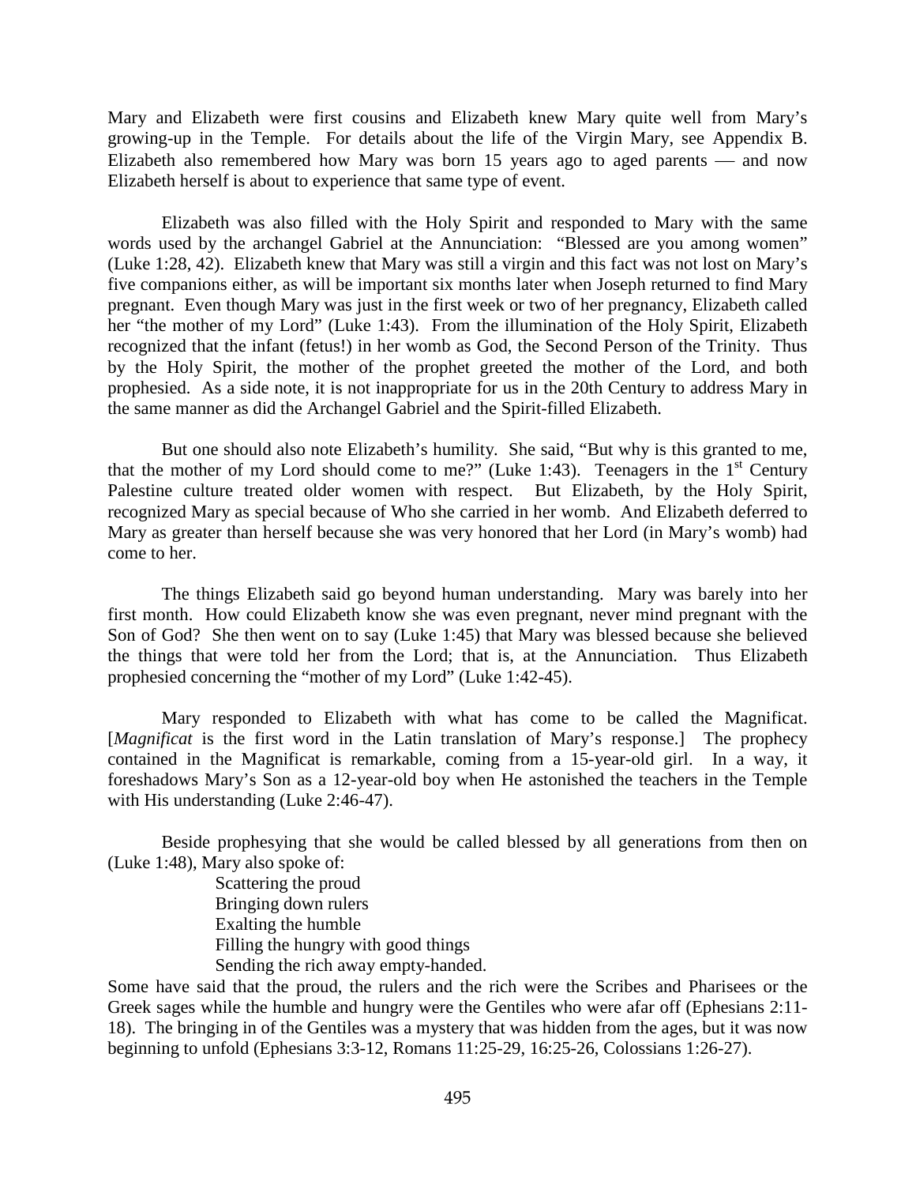Mary and Elizabeth were first cousins and Elizabeth knew Mary quite well from Mary's growing-up in the Temple. For details about the life of the Virgin Mary, see Appendix B. Elizabeth also remembered how Mary was born 15 years ago to aged parents — and now Elizabeth herself is about to experience that same type of event.

Elizabeth was also filled with the Holy Spirit and responded to Mary with the same words used by the archangel Gabriel at the Annunciation: "Blessed are you among women" (Luke 1:28, 42). Elizabeth knew that Mary was still a virgin and this fact was not lost on Mary's five companions either, as will be important six months later when Joseph returned to find Mary pregnant. Even though Mary was just in the first week or two of her pregnancy, Elizabeth called her "the mother of my Lord" (Luke 1:43). From the illumination of the Holy Spirit, Elizabeth recognized that the infant (fetus!) in her womb as God, the Second Person of the Trinity. Thus by the Holy Spirit, the mother of the prophet greeted the mother of the Lord, and both prophesied. As a side note, it is not inappropriate for us in the 20th Century to address Mary in the same manner as did the Archangel Gabriel and the Spirit-filled Elizabeth.

But one should also note Elizabeth's humility. She said, "But why is this granted to me, that the mother of my Lord should come to me?" (Luke 1:43). Teenagers in the 1st Century Palestine culture treated older women with respect. But Elizabeth, by the Holy Spirit, recognized Mary as special because of Who she carried in her womb. And Elizabeth deferred to Mary as greater than herself because she was very honored that her Lord (in Mary's womb) had come to her.

The things Elizabeth said go beyond human understanding. Mary was barely into her first month. How could Elizabeth know she was even pregnant, never mind pregnant with the Son of God? She then went on to say (Luke 1:45) that Mary was blessed because she believed the things that were told her from the Lord; that is, at the Annunciation. Thus Elizabeth prophesied concerning the "mother of my Lord" (Luke 1:42-45).

Mary responded to Elizabeth with what has come to be called the Magnificat. [*Magnificat* is the first word in the Latin translation of Mary's response.] The prophecy contained in the Magnificat is remarkable, coming from a 15-year-old girl. In a way, it foreshadows Mary's Son as a 12-year-old boy when He astonished the teachers in the Temple with His understanding (Luke 2:46-47).

Beside prophesying that she would be called blessed by all generations from then on (Luke 1:48), Mary also spoke of:

> Scattering the proud
> Bringing down rulers
> Exalting the humble
> Filling the hungry with good things
> Sending the rich away empty-handed.

Some have said that the proud, the rulers and the rich were the Scribes and Pharisees or the Greek sages while the humble and hungry were the Gentiles who were afar off (Ephesians 2:11-18). The bringing in of the Gentiles was a mystery that was hidden from the ages, but it was now beginning to unfold (Ephesians 3:3-12, Romans 11:25-29, 16:25-26, Colossians 1:26-27).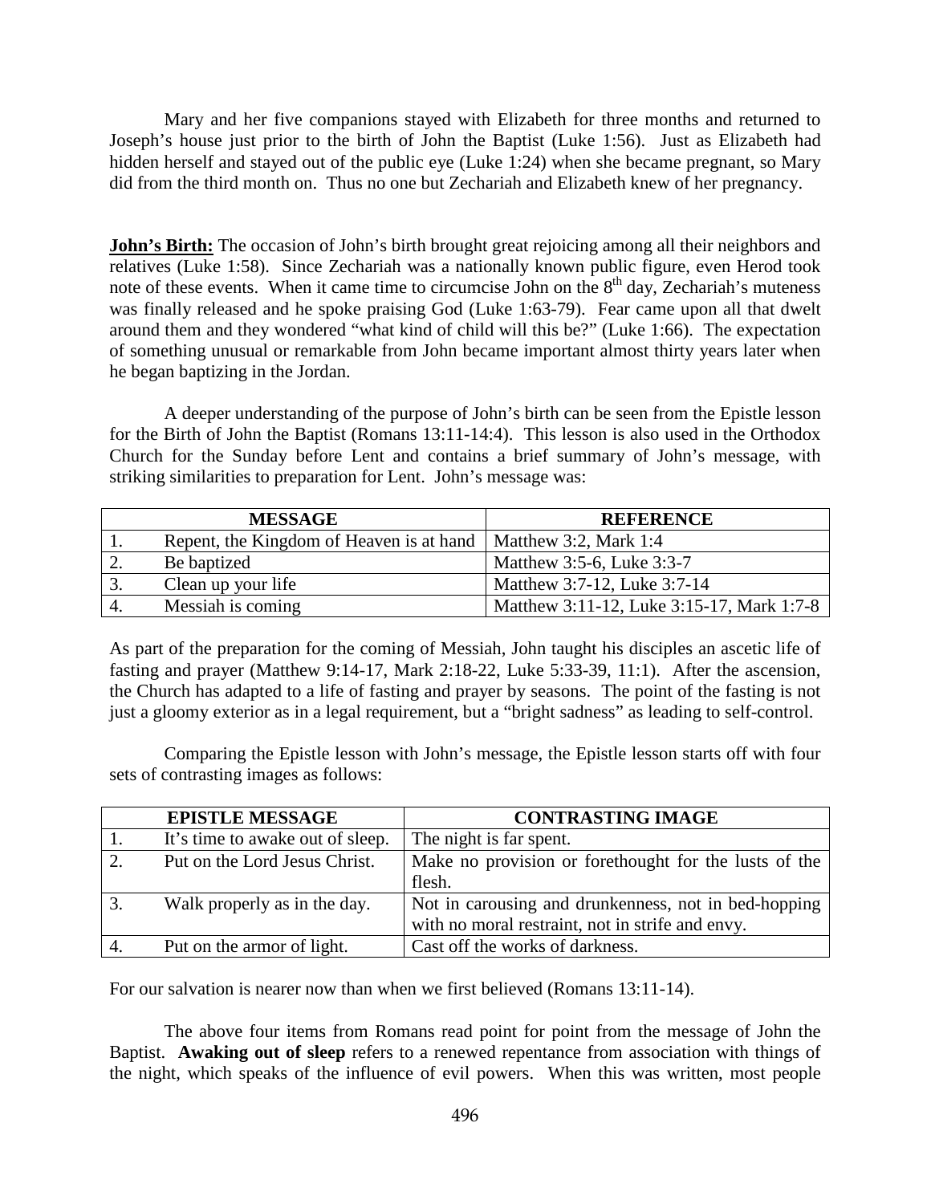Mary and her five companions stayed with Elizabeth for three months and returned to Joseph's house just prior to the birth of John the Baptist (Luke 1:56). Just as Elizabeth had hidden herself and stayed out of the public eye (Luke 1:24) when she became pregnant, so Mary did from the third month on. Thus no one but Zechariah and Elizabeth knew of her pregnancy.

**John's Birth:** The occasion of John's birth brought great rejoicing among all their neighbors and relatives (Luke 1:58). Since Zechariah was a nationally known public figure, even Herod took note of these events. When it came time to circumcise John on the 8th day, Zechariah's muteness was finally released and he spoke praising God (Luke 1:63-79). Fear came upon all that dwelt around them and they wondered "what kind of child will this be?" (Luke 1:66). The expectation of something unusual or remarkable from John became important almost thirty years later when he began baptizing in the Jordan.

A deeper understanding of the purpose of John's birth can be seen from the Epistle lesson for the Birth of John the Baptist (Romans 13:11-14:4). This lesson is also used in the Orthodox Church for the Sunday before Lent and contains a brief summary of John's message, with striking similarities to preparation for Lent. John's message was:

| | MESSAGE | REFERENCE |
|---|---|---|
| 1. | Repent, the Kingdom of Heaven is at hand | Matthew 3:2, Mark 1:4 |
| 2. | Be baptized | Matthew 3:5-6, Luke 3:3-7 |
| 3. | Clean up your life | Matthew 3:7-12, Luke 3:7-14 |
| 4. | Messiah is coming | Matthew 3:11-12, Luke 3:15-17, Mark 1:7-8 |

As part of the preparation for the coming of Messiah, John taught his disciples an ascetic life of fasting and prayer (Matthew 9:14-17, Mark 2:18-22, Luke 5:33-39, 11:1). After the ascension, the Church has adapted to a life of fasting and prayer by seasons. The point of the fasting is not just a gloomy exterior as in a legal requirement, but a "bright sadness" as leading to self-control.

Comparing the Epistle lesson with John's message, the Epistle lesson starts off with four sets of contrasting images as follows:

| | EPISTLE MESSAGE | CONTRASTING IMAGE |
|---|---|---|
| 1. | It's time to awake out of sleep. | The night is far spent. |
| 2. | Put on the Lord Jesus Christ. | Make no provision or forethought for the lusts of the flesh. |
| 3. | Walk properly as in the day. | Not in carousing and drunkenness, not in bed-hopping with no moral restraint, not in strife and envy. |
| 4. | Put on the armor of light. | Cast off the works of darkness. |

For our salvation is nearer now than when we first believed (Romans 13:11-14).

The above four items from Romans read point for point from the message of John the Baptist. **Awaking out of sleep** refers to a renewed repentance from association with things of the night, which speaks of the influence of evil powers. When this was written, most people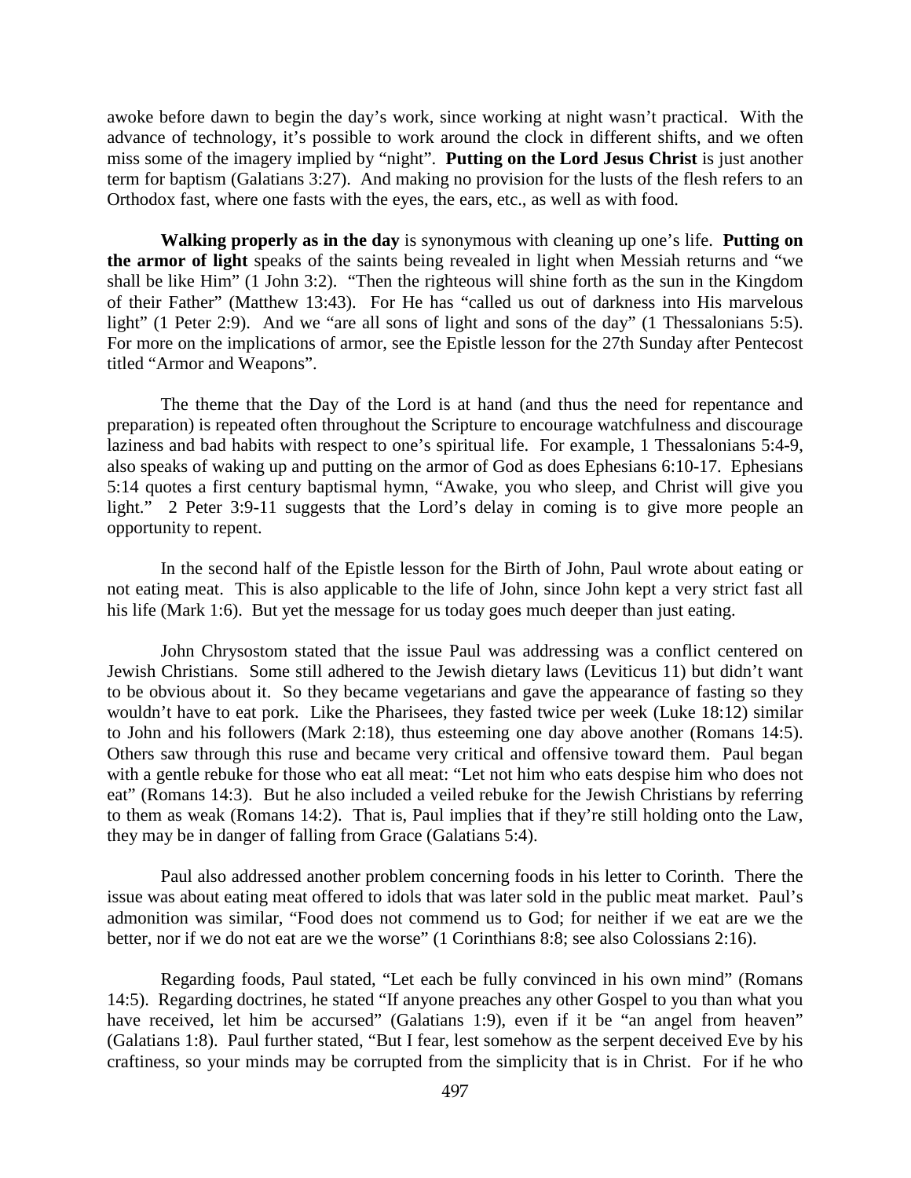awoke before dawn to begin the day's work, since working at night wasn't practical. With the advance of technology, it's possible to work around the clock in different shifts, and we often miss some of the imagery implied by "night". **Putting on the Lord Jesus Christ** is just another term for baptism (Galatians 3:27). And making no provision for the lusts of the flesh refers to an Orthodox fast, where one fasts with the eyes, the ears, etc., as well as with food.

**Walking properly as in the day** is synonymous with cleaning up one's life. **Putting on the armor of light** speaks of the saints being revealed in light when Messiah returns and "we shall be like Him" (1 John 3:2). "Then the righteous will shine forth as the sun in the Kingdom of their Father" (Matthew 13:43). For He has "called us out of darkness into His marvelous light" (1 Peter 2:9). And we "are all sons of light and sons of the day" (1 Thessalonians 5:5). For more on the implications of armor, see the Epistle lesson for the 27th Sunday after Pentecost titled "Armor and Weapons".

The theme that the Day of the Lord is at hand (and thus the need for repentance and preparation) is repeated often throughout the Scripture to encourage watchfulness and discourage laziness and bad habits with respect to one's spiritual life. For example, 1 Thessalonians 5:4-9, also speaks of waking up and putting on the armor of God as does Ephesians 6:10-17. Ephesians 5:14 quotes a first century baptismal hymn, "Awake, you who sleep, and Christ will give you light." 2 Peter 3:9-11 suggests that the Lord's delay in coming is to give more people an opportunity to repent.

In the second half of the Epistle lesson for the Birth of John, Paul wrote about eating or not eating meat. This is also applicable to the life of John, since John kept a very strict fast all his life (Mark 1:6). But yet the message for us today goes much deeper than just eating.

John Chrysostom stated that the issue Paul was addressing was a conflict centered on Jewish Christians. Some still adhered to the Jewish dietary laws (Leviticus 11) but didn't want to be obvious about it. So they became vegetarians and gave the appearance of fasting so they wouldn't have to eat pork. Like the Pharisees, they fasted twice per week (Luke 18:12) similar to John and his followers (Mark 2:18), thus esteeming one day above another (Romans 14:5). Others saw through this ruse and became very critical and offensive toward them. Paul began with a gentle rebuke for those who eat all meat: "Let not him who eats despise him who does not eat" (Romans 14:3). But he also included a veiled rebuke for the Jewish Christians by referring to them as weak (Romans 14:2). That is, Paul implies that if they're still holding onto the Law, they may be in danger of falling from Grace (Galatians 5:4).

Paul also addressed another problem concerning foods in his letter to Corinth. There the issue was about eating meat offered to idols that was later sold in the public meat market. Paul's admonition was similar, "Food does not commend us to God; for neither if we eat are we the better, nor if we do not eat are we the worse" (1 Corinthians 8:8; see also Colossians 2:16).

Regarding foods, Paul stated, "Let each be fully convinced in his own mind" (Romans 14:5). Regarding doctrines, he stated "If anyone preaches any other Gospel to you than what you have received, let him be accursed" (Galatians 1:9), even if it be "an angel from heaven" (Galatians 1:8). Paul further stated, "But I fear, lest somehow as the serpent deceived Eve by his craftiness, so your minds may be corrupted from the simplicity that is in Christ. For if he who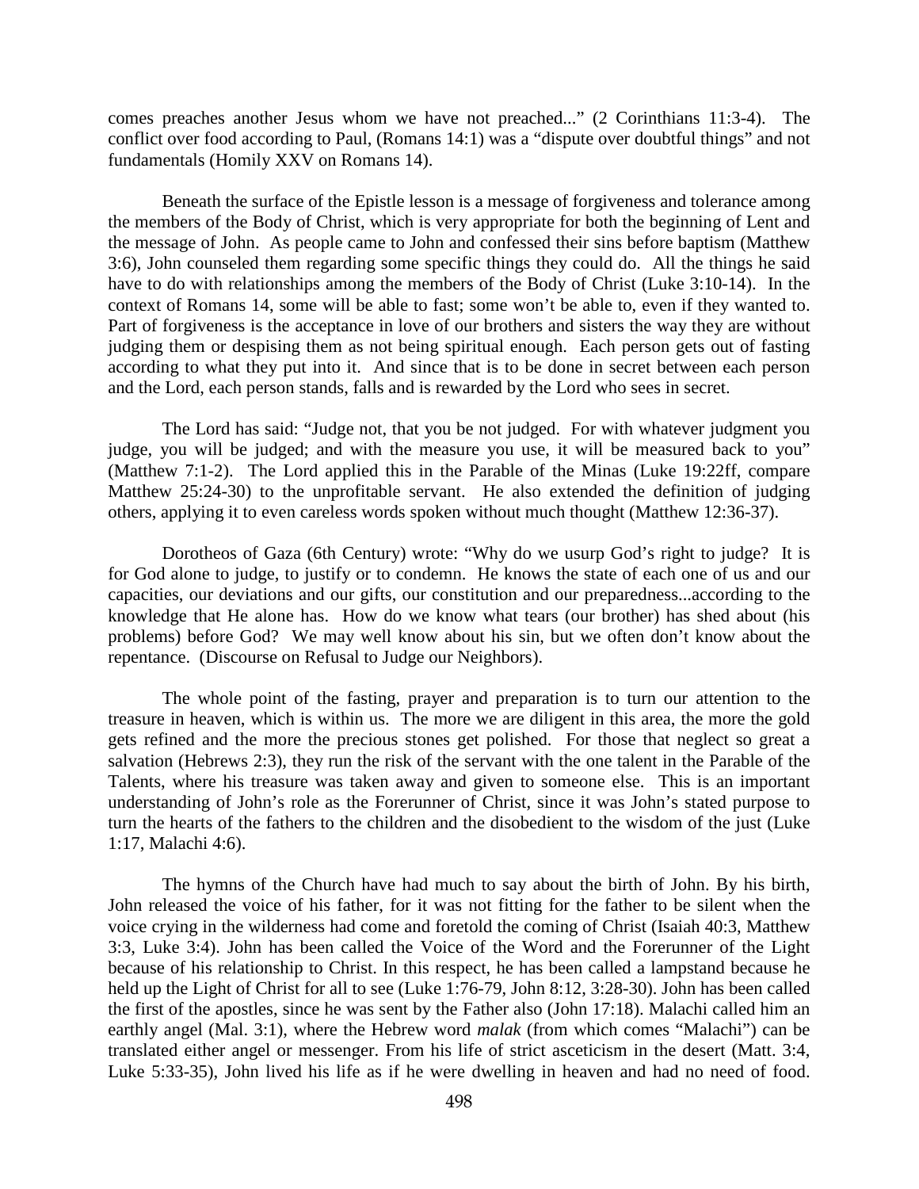comes preaches another Jesus whom we have not preached..." (2 Corinthians 11:3-4). The conflict over food according to Paul, (Romans 14:1) was a "dispute over doubtful things" and not fundamentals (Homily XXV on Romans 14).

Beneath the surface of the Epistle lesson is a message of forgiveness and tolerance among the members of the Body of Christ, which is very appropriate for both the beginning of Lent and the message of John. As people came to John and confessed their sins before baptism (Matthew 3:6), John counseled them regarding some specific things they could do. All the things he said have to do with relationships among the members of the Body of Christ (Luke 3:10-14). In the context of Romans 14, some will be able to fast; some won't be able to, even if they wanted to. Part of forgiveness is the acceptance in love of our brothers and sisters the way they are without judging them or despising them as not being spiritual enough. Each person gets out of fasting according to what they put into it. And since that is to be done in secret between each person and the Lord, each person stands, falls and is rewarded by the Lord who sees in secret.

The Lord has said: "Judge not, that you be not judged. For with whatever judgment you judge, you will be judged; and with the measure you use, it will be measured back to you" (Matthew 7:1-2). The Lord applied this in the Parable of the Minas (Luke 19:22ff, compare Matthew 25:24-30) to the unprofitable servant. He also extended the definition of judging others, applying it to even careless words spoken without much thought (Matthew 12:36-37).

Dorotheos of Gaza (6th Century) wrote: "Why do we usurp God's right to judge? It is for God alone to judge, to justify or to condemn. He knows the state of each one of us and our capacities, our deviations and our gifts, our constitution and our preparedness...according to the knowledge that He alone has. How do we know what tears (our brother) has shed about (his problems) before God? We may well know about his sin, but we often don't know about the repentance. (Discourse on Refusal to Judge our Neighbors).

The whole point of the fasting, prayer and preparation is to turn our attention to the treasure in heaven, which is within us. The more we are diligent in this area, the more the gold gets refined and the more the precious stones get polished. For those that neglect so great a salvation (Hebrews 2:3), they run the risk of the servant with the one talent in the Parable of the Talents, where his treasure was taken away and given to someone else. This is an important understanding of John's role as the Forerunner of Christ, since it was John's stated purpose to turn the hearts of the fathers to the children and the disobedient to the wisdom of the just (Luke 1:17, Malachi 4:6).

The hymns of the Church have had much to say about the birth of John. By his birth, John released the voice of his father, for it was not fitting for the father to be silent when the voice crying in the wilderness had come and foretold the coming of Christ (Isaiah 40:3, Matthew 3:3, Luke 3:4). John has been called the Voice of the Word and the Forerunner of the Light because of his relationship to Christ. In this respect, he has been called a lampstand because he held up the Light of Christ for all to see (Luke 1:76-79, John 8:12, 3:28-30). John has been called the first of the apostles, since he was sent by the Father also (John 17:18). Malachi called him an earthly angel (Mal. 3:1), where the Hebrew word *malak* (from which comes "Malachi") can be translated either angel or messenger. From his life of strict asceticism in the desert (Matt. 3:4, Luke 5:33-35), John lived his life as if he were dwelling in heaven and had no need of food.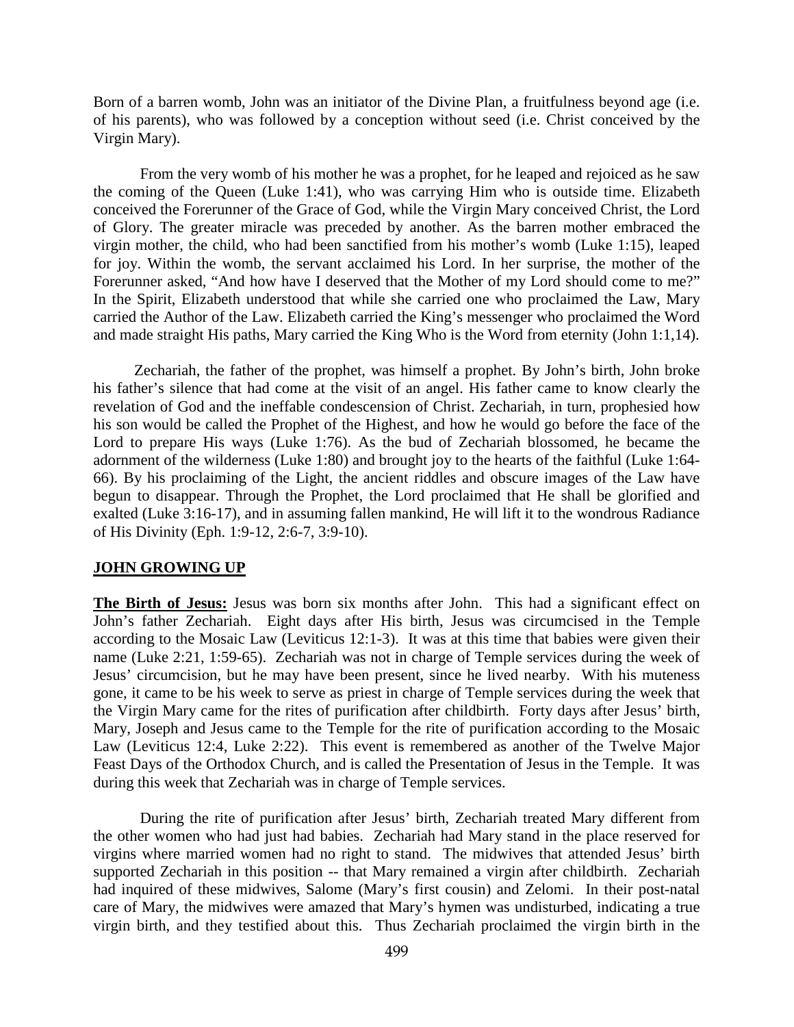Born of a barren womb, John was an initiator of the Divine Plan, a fruitfulness beyond age (i.e. of his parents), who was followed by a conception without seed (i.e. Christ conceived by the Virgin Mary).

From the very womb of his mother he was a prophet, for he leaped and rejoiced as he saw the coming of the Queen (Luke 1:41), who was carrying Him who is outside time. Elizabeth conceived the Forerunner of the Grace of God, while the Virgin Mary conceived Christ, the Lord of Glory. The greater miracle was preceded by another. As the barren mother embraced the virgin mother, the child, who had been sanctified from his mother's womb (Luke 1:15), leaped for joy. Within the womb, the servant acclaimed his Lord. In her surprise, the mother of the Forerunner asked, "And how have I deserved that the Mother of my Lord should come to me?" In the Spirit, Elizabeth understood that while she carried one who proclaimed the Law, Mary carried the Author of the Law. Elizabeth carried the King's messenger who proclaimed the Word and made straight His paths, Mary carried the King Who is the Word from eternity (John 1:1,14).

Zechariah, the father of the prophet, was himself a prophet. By John's birth, John broke his father's silence that had come at the visit of an angel. His father came to know clearly the revelation of God and the ineffable condescension of Christ. Zechariah, in turn, prophesied how his son would be called the Prophet of the Highest, and how he would go before the face of the Lord to prepare His ways (Luke 1:76). As the bud of Zechariah blossomed, he became the adornment of the wilderness (Luke 1:80) and brought joy to the hearts of the faithful (Luke 1:64-66). By his proclaiming of the Light, the ancient riddles and obscure images of the Law have begun to disappear. Through the Prophet, the Lord proclaimed that He shall be glorified and exalted (Luke 3:16-17), and in assuming fallen mankind, He will lift it to the wondrous Radiance of His Divinity (Eph. 1:9-12, 2:6-7, 3:9-10).

## JOHN GROWING UP

**The Birth of Jesus:** Jesus was born six months after John. This had a significant effect on John's father Zechariah. Eight days after His birth, Jesus was circumcised in the Temple according to the Mosaic Law (Leviticus 12:1-3). It was at this time that babies were given their name (Luke 2:21, 1:59-65). Zechariah was not in charge of Temple services during the week of Jesus' circumcision, but he may have been present, since he lived nearby. With his muteness gone, it came to be his week to serve as priest in charge of Temple services during the week that the Virgin Mary came for the rites of purification after childbirth. Forty days after Jesus' birth, Mary, Joseph and Jesus came to the Temple for the rite of purification according to the Mosaic Law (Leviticus 12:4, Luke 2:22). This event is remembered as another of the Twelve Major Feast Days of the Orthodox Church, and is called the Presentation of Jesus in the Temple. It was during this week that Zechariah was in charge of Temple services.

During the rite of purification after Jesus' birth, Zechariah treated Mary different from the other women who had just had babies. Zechariah had Mary stand in the place reserved for virgins where married women had no right to stand. The midwives that attended Jesus' birth supported Zechariah in this position -- that Mary remained a virgin after childbirth. Zechariah had inquired of these midwives, Salome (Mary's first cousin) and Zelomi. In their post-natal care of Mary, the midwives were amazed that Mary's hymen was undisturbed, indicating a true virgin birth, and they testified about this. Thus Zechariah proclaimed the virgin birth in the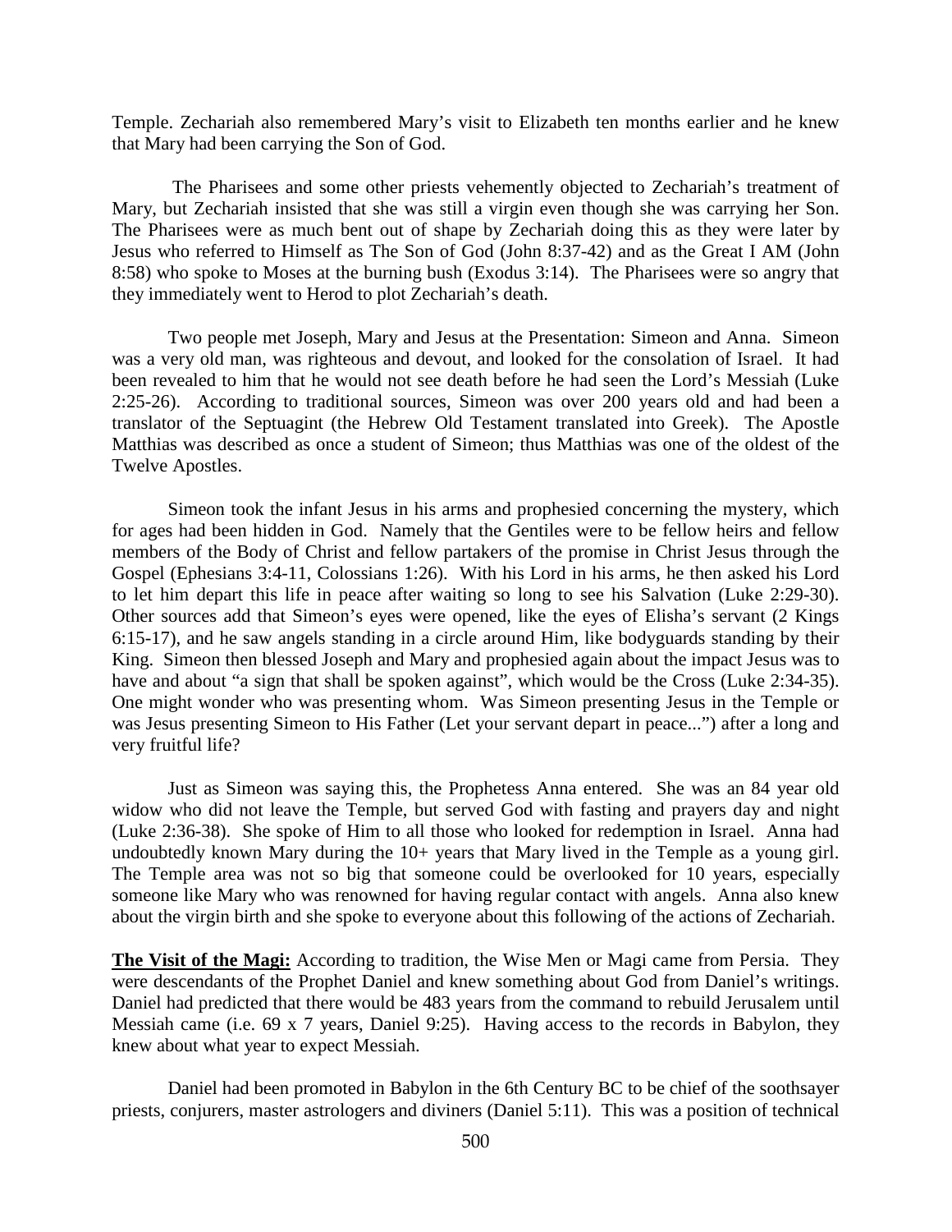Temple. Zechariah also remembered Mary's visit to Elizabeth ten months earlier and he knew that Mary had been carrying the Son of God.

The Pharisees and some other priests vehemently objected to Zechariah's treatment of Mary, but Zechariah insisted that she was still a virgin even though she was carrying her Son. The Pharisees were as much bent out of shape by Zechariah doing this as they were later by Jesus who referred to Himself as The Son of God (John 8:37-42) and as the Great I AM (John 8:58) who spoke to Moses at the burning bush (Exodus 3:14). The Pharisees were so angry that they immediately went to Herod to plot Zechariah's death.

Two people met Joseph, Mary and Jesus at the Presentation: Simeon and Anna. Simeon was a very old man, was righteous and devout, and looked for the consolation of Israel. It had been revealed to him that he would not see death before he had seen the Lord's Messiah (Luke 2:25-26). According to traditional sources, Simeon was over 200 years old and had been a translator of the Septuagint (the Hebrew Old Testament translated into Greek). The Apostle Matthias was described as once a student of Simeon; thus Matthias was one of the oldest of the Twelve Apostles.

Simeon took the infant Jesus in his arms and prophesied concerning the mystery, which for ages had been hidden in God. Namely that the Gentiles were to be fellow heirs and fellow members of the Body of Christ and fellow partakers of the promise in Christ Jesus through the Gospel (Ephesians 3:4-11, Colossians 1:26). With his Lord in his arms, he then asked his Lord to let him depart this life in peace after waiting so long to see his Salvation (Luke 2:29-30). Other sources add that Simeon's eyes were opened, like the eyes of Elisha's servant (2 Kings 6:15-17), and he saw angels standing in a circle around Him, like bodyguards standing by their King. Simeon then blessed Joseph and Mary and prophesied again about the impact Jesus was to have and about "a sign that shall be spoken against", which would be the Cross (Luke 2:34-35). One might wonder who was presenting whom. Was Simeon presenting Jesus in the Temple or was Jesus presenting Simeon to His Father (Let your servant depart in peace...") after a long and very fruitful life?

Just as Simeon was saying this, the Prophetess Anna entered. She was an 84 year old widow who did not leave the Temple, but served God with fasting and prayers day and night (Luke 2:36-38). She spoke of Him to all those who looked for redemption in Israel. Anna had undoubtedly known Mary during the 10+ years that Mary lived in the Temple as a young girl. The Temple area was not so big that someone could be overlooked for 10 years, especially someone like Mary who was renowned for having regular contact with angels. Anna also knew about the virgin birth and she spoke to everyone about this following of the actions of Zechariah.

**The Visit of the Magi:** According to tradition, the Wise Men or Magi came from Persia. They were descendants of the Prophet Daniel and knew something about God from Daniel's writings. Daniel had predicted that there would be 483 years from the command to rebuild Jerusalem until Messiah came (i.e. 69 x 7 years, Daniel 9:25). Having access to the records in Babylon, they knew about what year to expect Messiah.

Daniel had been promoted in Babylon in the 6th Century BC to be chief of the soothsayer priests, conjurers, master astrologers and diviners (Daniel 5:11). This was a position of technical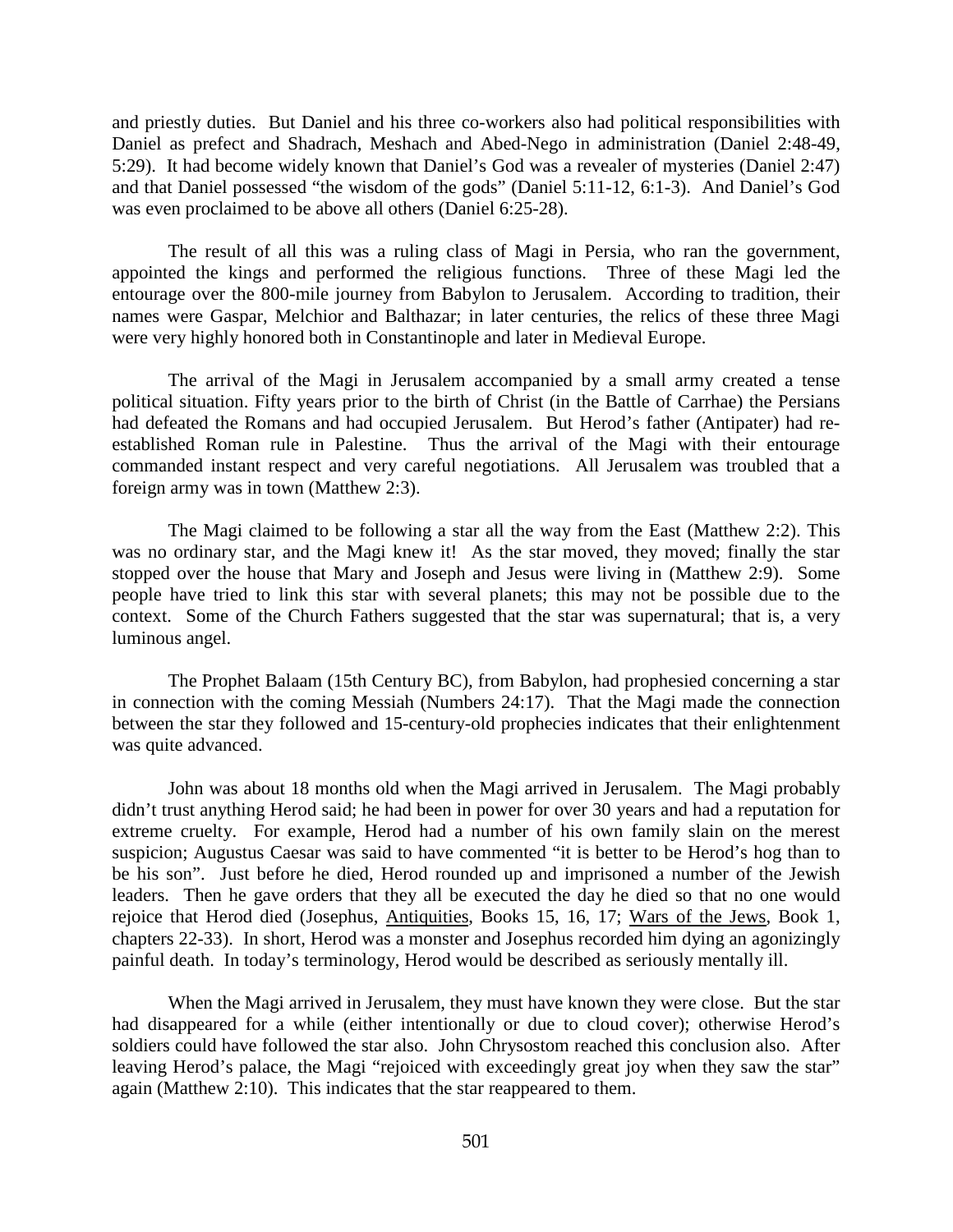and priestly duties. But Daniel and his three co-workers also had political responsibilities with Daniel as prefect and Shadrach, Meshach and Abed-Nego in administration (Daniel 2:48-49, 5:29). It had become widely known that Daniel's God was a revealer of mysteries (Daniel 2:47) and that Daniel possessed "the wisdom of the gods" (Daniel 5:11-12, 6:1-3). And Daniel's God was even proclaimed to be above all others (Daniel 6:25-28).

The result of all this was a ruling class of Magi in Persia, who ran the government, appointed the kings and performed the religious functions. Three of these Magi led the entourage over the 800-mile journey from Babylon to Jerusalem. According to tradition, their names were Gaspar, Melchior and Balthazar; in later centuries, the relics of these three Magi were very highly honored both in Constantinople and later in Medieval Europe.

The arrival of the Magi in Jerusalem accompanied by a small army created a tense political situation. Fifty years prior to the birth of Christ (in the Battle of Carrhae) the Persians had defeated the Romans and had occupied Jerusalem. But Herod's father (Antipater) had re-established Roman rule in Palestine. Thus the arrival of the Magi with their entourage commanded instant respect and very careful negotiations. All Jerusalem was troubled that a foreign army was in town (Matthew 2:3).

The Magi claimed to be following a star all the way from the East (Matthew 2:2). This was no ordinary star, and the Magi knew it! As the star moved, they moved; finally the star stopped over the house that Mary and Joseph and Jesus were living in (Matthew 2:9). Some people have tried to link this star with several planets; this may not be possible due to the context. Some of the Church Fathers suggested that the star was supernatural; that is, a very luminous angel.

The Prophet Balaam (15th Century BC), from Babylon, had prophesied concerning a star in connection with the coming Messiah (Numbers 24:17). That the Magi made the connection between the star they followed and 15-century-old prophecies indicates that their enlightenment was quite advanced.

John was about 18 months old when the Magi arrived in Jerusalem. The Magi probably didn't trust anything Herod said; he had been in power for over 30 years and had a reputation for extreme cruelty. For example, Herod had a number of his own family slain on the merest suspicion; Augustus Caesar was said to have commented "it is better to be Herod's hog than to be his son". Just before he died, Herod rounded up and imprisoned a number of the Jewish leaders. Then he gave orders that they all be executed the day he died so that no one would rejoice that Herod died (Josephus, Antiquities, Books 15, 16, 17; Wars of the Jews, Book 1, chapters 22-33). In short, Herod was a monster and Josephus recorded him dying an agonizingly painful death. In today's terminology, Herod would be described as seriously mentally ill.

When the Magi arrived in Jerusalem, they must have known they were close. But the star had disappeared for a while (either intentionally or due to cloud cover); otherwise Herod's soldiers could have followed the star also. John Chrysostom reached this conclusion also. After leaving Herod's palace, the Magi "rejoiced with exceedingly great joy when they saw the star" again (Matthew 2:10). This indicates that the star reappeared to them.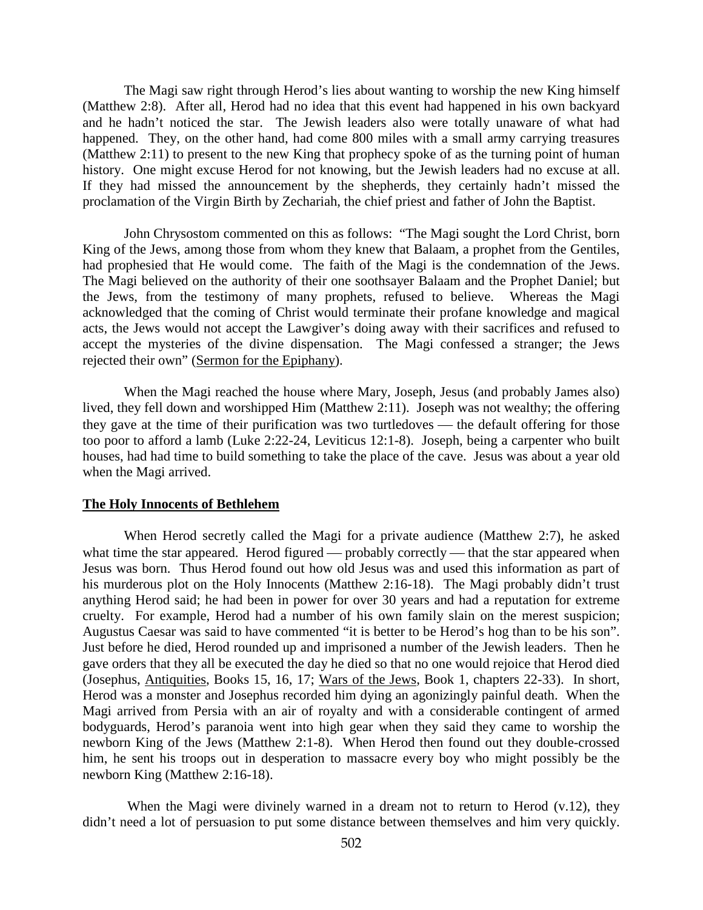The Magi saw right through Herod's lies about wanting to worship the new King himself (Matthew 2:8). After all, Herod had no idea that this event had happened in his own backyard and he hadn't noticed the star. The Jewish leaders also were totally unaware of what had happened. They, on the other hand, had come 800 miles with a small army carrying treasures (Matthew 2:11) to present to the new King that prophecy spoke of as the turning point of human history. One might excuse Herod for not knowing, but the Jewish leaders had no excuse at all. If they had missed the announcement by the shepherds, they certainly hadn't missed the proclamation of the Virgin Birth by Zechariah, the chief priest and father of John the Baptist.

John Chrysostom commented on this as follows: "The Magi sought the Lord Christ, born King of the Jews, among those from whom they knew that Balaam, a prophet from the Gentiles, had prophesied that He would come. The faith of the Magi is the condemnation of the Jews. The Magi believed on the authority of their one soothsayer Balaam and the Prophet Daniel; but the Jews, from the testimony of many prophets, refused to believe. Whereas the Magi acknowledged that the coming of Christ would terminate their profane knowledge and magical acts, the Jews would not accept the Lawgiver's doing away with their sacrifices and refused to accept the mysteries of the divine dispensation. The Magi confessed a stranger; the Jews rejected their own" (Sermon for the Epiphany).

When the Magi reached the house where Mary, Joseph, Jesus (and probably James also) lived, they fell down and worshipped Him (Matthew 2:11). Joseph was not wealthy; the offering they gave at the time of their purification was two turtledoves — the default offering for those too poor to afford a lamb (Luke 2:22-24, Leviticus 12:1-8). Joseph, being a carpenter who built houses, had had time to build something to take the place of the cave. Jesus was about a year old when the Magi arrived.

## The Holy Innocents of Bethlehem

When Herod secretly called the Magi for a private audience (Matthew 2:7), he asked what time the star appeared. Herod figured — probably correctly — that the star appeared when Jesus was born. Thus Herod found out how old Jesus was and used this information as part of his murderous plot on the Holy Innocents (Matthew 2:16-18). The Magi probably didn't trust anything Herod said; he had been in power for over 30 years and had a reputation for extreme cruelty. For example, Herod had a number of his own family slain on the merest suspicion; Augustus Caesar was said to have commented "it is better to be Herod's hog than to be his son". Just before he died, Herod rounded up and imprisoned a number of the Jewish leaders. Then he gave orders that they all be executed the day he died so that no one would rejoice that Herod died (Josephus, Antiquities, Books 15, 16, 17; Wars of the Jews, Book 1, chapters 22-33). In short, Herod was a monster and Josephus recorded him dying an agonizingly painful death. When the Magi arrived from Persia with an air of royalty and with a considerable contingent of armed bodyguards, Herod's paranoia went into high gear when they said they came to worship the newborn King of the Jews (Matthew 2:1-8). When Herod then found out they double-crossed him, he sent his troops out in desperation to massacre every boy who might possibly be the newborn King (Matthew 2:16-18).

When the Magi were divinely warned in a dream not to return to Herod (v.12), they didn't need a lot of persuasion to put some distance between themselves and him very quickly.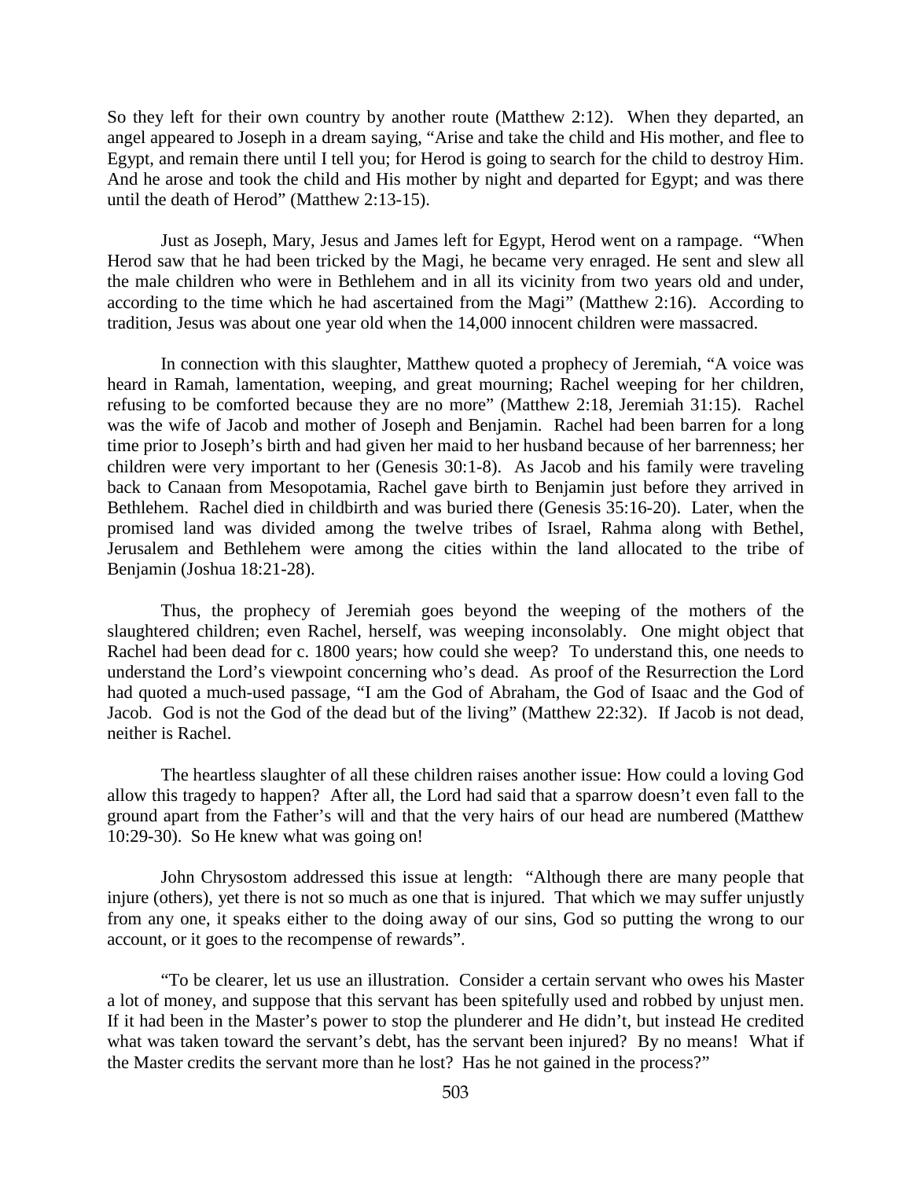So they left for their own country by another route (Matthew 2:12). When they departed, an angel appeared to Joseph in a dream saying, "Arise and take the child and His mother, and flee to Egypt, and remain there until I tell you; for Herod is going to search for the child to destroy Him. And he arose and took the child and His mother by night and departed for Egypt; and was there until the death of Herod" (Matthew 2:13-15).

Just as Joseph, Mary, Jesus and James left for Egypt, Herod went on a rampage. "When Herod saw that he had been tricked by the Magi, he became very enraged. He sent and slew all the male children who were in Bethlehem and in all its vicinity from two years old and under, according to the time which he had ascertained from the Magi" (Matthew 2:16). According to tradition, Jesus was about one year old when the 14,000 innocent children were massacred.

In connection with this slaughter, Matthew quoted a prophecy of Jeremiah, "A voice was heard in Ramah, lamentation, weeping, and great mourning; Rachel weeping for her children, refusing to be comforted because they are no more" (Matthew 2:18, Jeremiah 31:15). Rachel was the wife of Jacob and mother of Joseph and Benjamin. Rachel had been barren for a long time prior to Joseph's birth and had given her maid to her husband because of her barrenness; her children were very important to her (Genesis 30:1-8). As Jacob and his family were traveling back to Canaan from Mesopotamia, Rachel gave birth to Benjamin just before they arrived in Bethlehem. Rachel died in childbirth and was buried there (Genesis 35:16-20). Later, when the promised land was divided among the twelve tribes of Israel, Rahma along with Bethel, Jerusalem and Bethlehem were among the cities within the land allocated to the tribe of Benjamin (Joshua 18:21-28).

Thus, the prophecy of Jeremiah goes beyond the weeping of the mothers of the slaughtered children; even Rachel, herself, was weeping inconsolably. One might object that Rachel had been dead for c. 1800 years; how could she weep? To understand this, one needs to understand the Lord's viewpoint concerning who's dead. As proof of the Resurrection the Lord had quoted a much-used passage, "I am the God of Abraham, the God of Isaac and the God of Jacob. God is not the God of the dead but of the living" (Matthew 22:32). If Jacob is not dead, neither is Rachel.

The heartless slaughter of all these children raises another issue: How could a loving God allow this tragedy to happen? After all, the Lord had said that a sparrow doesn't even fall to the ground apart from the Father's will and that the very hairs of our head are numbered (Matthew 10:29-30). So He knew what was going on!

John Chrysostom addressed this issue at length: "Although there are many people that injure (others), yet there is not so much as one that is injured. That which we may suffer unjustly from any one, it speaks either to the doing away of our sins, God so putting the wrong to our account, or it goes to the recompense of rewards".

"To be clearer, let us use an illustration. Consider a certain servant who owes his Master a lot of money, and suppose that this servant has been spitefully used and robbed by unjust men. If it had been in the Master's power to stop the plunderer and He didn't, but instead He credited what was taken toward the servant's debt, has the servant been injured? By no means! What if the Master credits the servant more than he lost? Has he not gained in the process?"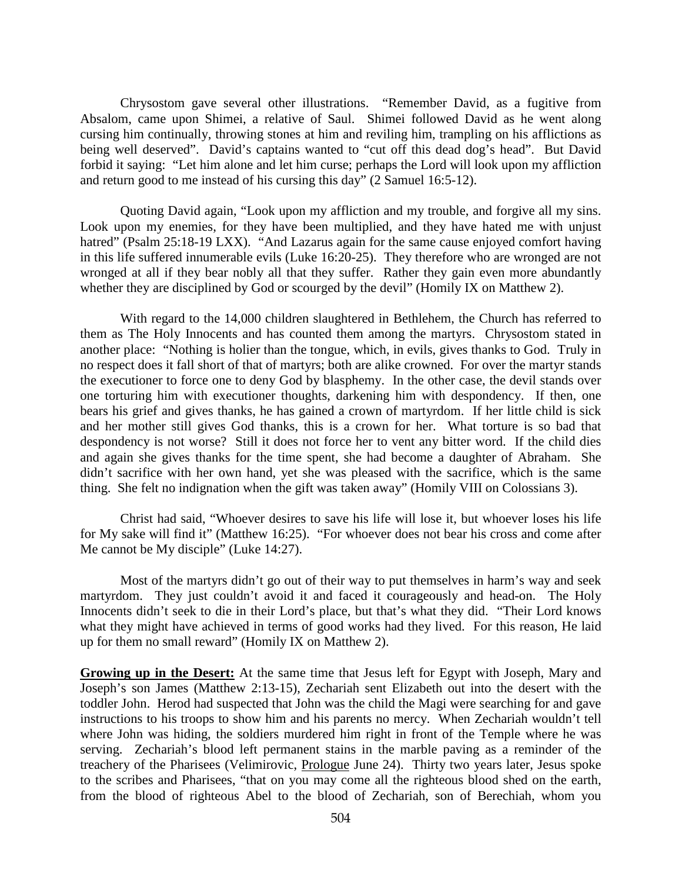Chrysostom gave several other illustrations. "Remember David, as a fugitive from Absalom, came upon Shimei, a relative of Saul. Shimei followed David as he went along cursing him continually, throwing stones at him and reviling him, trampling on his afflictions as being well deserved". David's captains wanted to "cut off this dead dog's head". But David forbid it saying: "Let him alone and let him curse; perhaps the Lord will look upon my affliction and return good to me instead of his cursing this day" (2 Samuel 16:5-12).

Quoting David again, "Look upon my affliction and my trouble, and forgive all my sins. Look upon my enemies, for they have been multiplied, and they have hated me with unjust hatred" (Psalm 25:18-19 LXX). "And Lazarus again for the same cause enjoyed comfort having in this life suffered innumerable evils (Luke 16:20-25). They therefore who are wronged are not wronged at all if they bear nobly all that they suffer. Rather they gain even more abundantly whether they are disciplined by God or scourged by the devil" (Homily IX on Matthew 2).

With regard to the 14,000 children slaughtered in Bethlehem, the Church has referred to them as The Holy Innocents and has counted them among the martyrs. Chrysostom stated in another place: "Nothing is holier than the tongue, which, in evils, gives thanks to God. Truly in no respect does it fall short of that of martyrs; both are alike crowned. For over the martyr stands the executioner to force one to deny God by blasphemy. In the other case, the devil stands over one torturing him with executioner thoughts, darkening him with despondency. If then, one bears his grief and gives thanks, he has gained a crown of martyrdom. If her little child is sick and her mother still gives God thanks, this is a crown for her. What torture is so bad that despondency is not worse? Still it does not force her to vent any bitter word. If the child dies and again she gives thanks for the time spent, she had become a daughter of Abraham. She didn't sacrifice with her own hand, yet she was pleased with the sacrifice, which is the same thing. She felt no indignation when the gift was taken away" (Homily VIII on Colossians 3).

Christ had said, "Whoever desires to save his life will lose it, but whoever loses his life for My sake will find it" (Matthew 16:25). "For whoever does not bear his cross and come after Me cannot be My disciple" (Luke 14:27).

Most of the martyrs didn't go out of their way to put themselves in harm's way and seek martyrdom. They just couldn't avoid it and faced it courageously and head-on. The Holy Innocents didn't seek to die in their Lord's place, but that's what they did. "Their Lord knows what they might have achieved in terms of good works had they lived. For this reason, He laid up for them no small reward" (Homily IX on Matthew 2).

**Growing up in the Desert:** At the same time that Jesus left for Egypt with Joseph, Mary and Joseph's son James (Matthew 2:13-15), Zechariah sent Elizabeth out into the desert with the toddler John. Herod had suspected that John was the child the Magi were searching for and gave instructions to his troops to show him and his parents no mercy. When Zechariah wouldn't tell where John was hiding, the soldiers murdered him right in front of the Temple where he was serving. Zechariah's blood left permanent stains in the marble paving as a reminder of the treachery of the Pharisees (Velimirovic, Prologue June 24). Thirty two years later, Jesus spoke to the scribes and Pharisees, "that on you may come all the righteous blood shed on the earth, from the blood of righteous Abel to the blood of Zechariah, son of Berechiah, whom you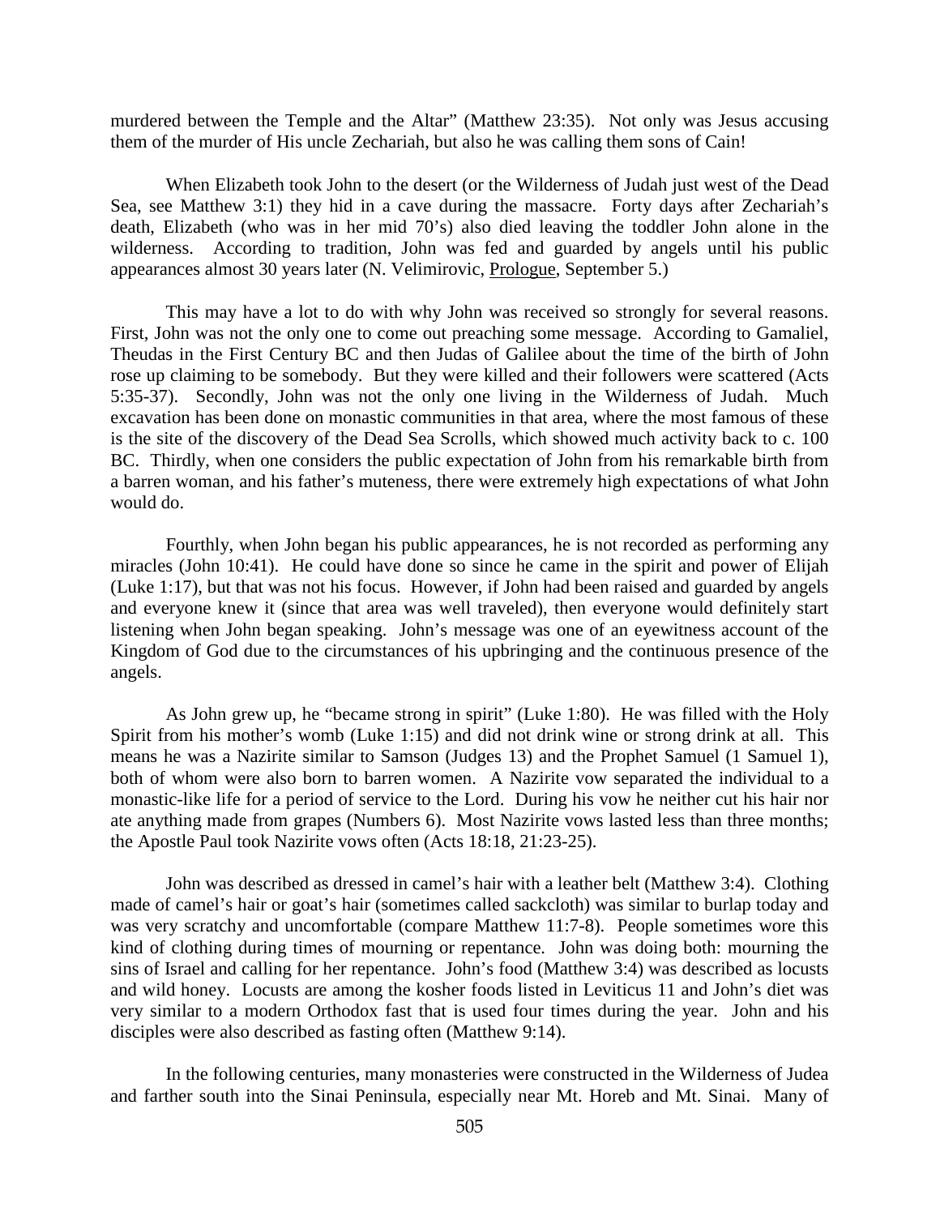murdered between the Temple and the Altar" (Matthew 23:35). Not only was Jesus accusing them of the murder of His uncle Zechariah, but also he was calling them sons of Cain!

When Elizabeth took John to the desert (or the Wilderness of Judah just west of the Dead Sea, see Matthew 3:1) they hid in a cave during the massacre. Forty days after Zechariah's death, Elizabeth (who was in her mid 70's) also died leaving the toddler John alone in the wilderness. According to tradition, John was fed and guarded by angels until his public appearances almost 30 years later (N. Velimirovic, Prologue, September 5.)

This may have a lot to do with why John was received so strongly for several reasons. First, John was not the only one to come out preaching some message. According to Gamaliel, Theudas in the First Century BC and then Judas of Galilee about the time of the birth of John rose up claiming to be somebody. But they were killed and their followers were scattered (Acts 5:35-37). Secondly, John was not the only one living in the Wilderness of Judah. Much excavation has been done on monastic communities in that area, where the most famous of these is the site of the discovery of the Dead Sea Scrolls, which showed much activity back to c. 100 BC. Thirdly, when one considers the public expectation of John from his remarkable birth from a barren woman, and his father's muteness, there were extremely high expectations of what John would do.

Fourthly, when John began his public appearances, he is not recorded as performing any miracles (John 10:41). He could have done so since he came in the spirit and power of Elijah (Luke 1:17), but that was not his focus. However, if John had been raised and guarded by angels and everyone knew it (since that area was well traveled), then everyone would definitely start listening when John began speaking. John's message was one of an eyewitness account of the Kingdom of God due to the circumstances of his upbringing and the continuous presence of the angels.

As John grew up, he "became strong in spirit" (Luke 1:80). He was filled with the Holy Spirit from his mother's womb (Luke 1:15) and did not drink wine or strong drink at all. This means he was a Nazirite similar to Samson (Judges 13) and the Prophet Samuel (1 Samuel 1), both of whom were also born to barren women. A Nazirite vow separated the individual to a monastic-like life for a period of service to the Lord. During his vow he neither cut his hair nor ate anything made from grapes (Numbers 6). Most Nazirite vows lasted less than three months; the Apostle Paul took Nazirite vows often (Acts 18:18, 21:23-25).

John was described as dressed in camel's hair with a leather belt (Matthew 3:4). Clothing made of camel's hair or goat's hair (sometimes called sackcloth) was similar to burlap today and was very scratchy and uncomfortable (compare Matthew 11:7-8). People sometimes wore this kind of clothing during times of mourning or repentance. John was doing both: mourning the sins of Israel and calling for her repentance. John's food (Matthew 3:4) was described as locusts and wild honey. Locusts are among the kosher foods listed in Leviticus 11 and John's diet was very similar to a modern Orthodox fast that is used four times during the year. John and his disciples were also described as fasting often (Matthew 9:14).

In the following centuries, many monasteries were constructed in the Wilderness of Judea and farther south into the Sinai Peninsula, especially near Mt. Horeb and Mt. Sinai. Many of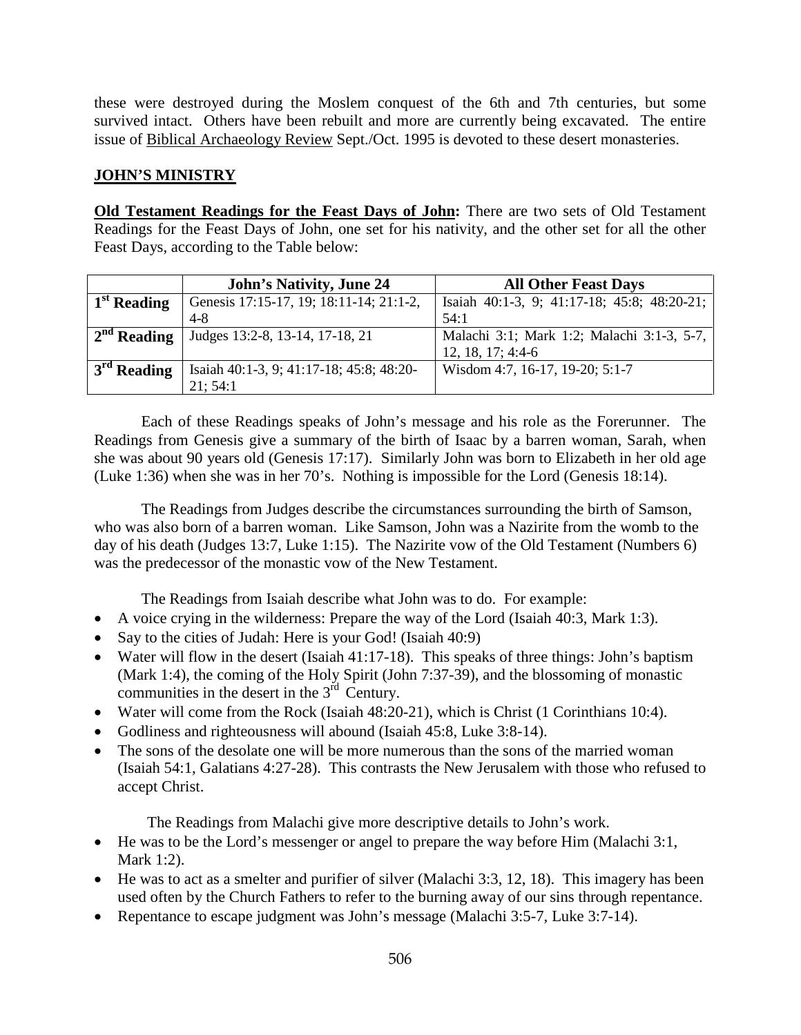these were destroyed during the Moslem conquest of the 6th and 7th centuries, but some survived intact. Others have been rebuilt and more are currently being excavated. The entire issue of Biblical Archaeology Review Sept./Oct. 1995 is devoted to these desert monasteries.

## JOHN'S MINISTRY

**Old Testament Readings for the Feast Days of John:** There are two sets of Old Testament Readings for the Feast Days of John, one set for his nativity, and the other set for all the other Feast Days, according to the Table below:

| | John's Nativity, June 24 | All Other Feast Days |
|---|---|---|
| 1st Reading | Genesis 17:15-17, 19; 18:11-14; 21:1-2, 4-8 | Isaiah 40:1-3, 9; 41:17-18; 45:8; 48:20-21; 54:1 |
| 2nd Reading | Judges 13:2-8, 13-14, 17-18, 21 | Malachi 3:1; Mark 1:2; Malachi 3:1-3, 5-7, 12, 18, 17; 4:4-6 |
| 3rd Reading | Isaiah 40:1-3, 9; 41:17-18; 45:8; 48:20-21; 54:1 | Wisdom 4:7, 16-17, 19-20; 5:1-7 |

Each of these Readings speaks of John's message and his role as the Forerunner. The Readings from Genesis give a summary of the birth of Isaac by a barren woman, Sarah, when she was about 90 years old (Genesis 17:17). Similarly John was born to Elizabeth in her old age (Luke 1:36) when she was in her 70's. Nothing is impossible for the Lord (Genesis 18:14).

The Readings from Judges describe the circumstances surrounding the birth of Samson, who was also born of a barren woman. Like Samson, John was a Nazirite from the womb to the day of his death (Judges 13:7, Luke 1:15). The Nazirite vow of the Old Testament (Numbers 6) was the predecessor of the monastic vow of the New Testament.

The Readings from Isaiah describe what John was to do. For example:

- A voice crying in the wilderness: Prepare the way of the Lord (Isaiah 40:3, Mark 1:3).
- Say to the cities of Judah: Here is your God! (Isaiah 40:9)
- Water will flow in the desert (Isaiah 41:17-18). This speaks of three things: John's baptism (Mark 1:4), the coming of the Holy Spirit (John 7:37-39), and the blossoming of monastic communities in the desert in the 3rd Century.
- Water will come from the Rock (Isaiah 48:20-21), which is Christ (1 Corinthians 10:4).
- Godliness and righteousness will abound (Isaiah 45:8, Luke 3:8-14).
- The sons of the desolate one will be more numerous than the sons of the married woman (Isaiah 54:1, Galatians 4:27-28). This contrasts the New Jerusalem with those who refused to accept Christ.

The Readings from Malachi give more descriptive details to John's work.

- He was to be the Lord's messenger or angel to prepare the way before Him (Malachi 3:1, Mark 1:2).
- He was to act as a smelter and purifier of silver (Malachi 3:3, 12, 18). This imagery has been used often by the Church Fathers to refer to the burning away of our sins through repentance.
- Repentance to escape judgment was John's message (Malachi 3:5-7, Luke 3:7-14).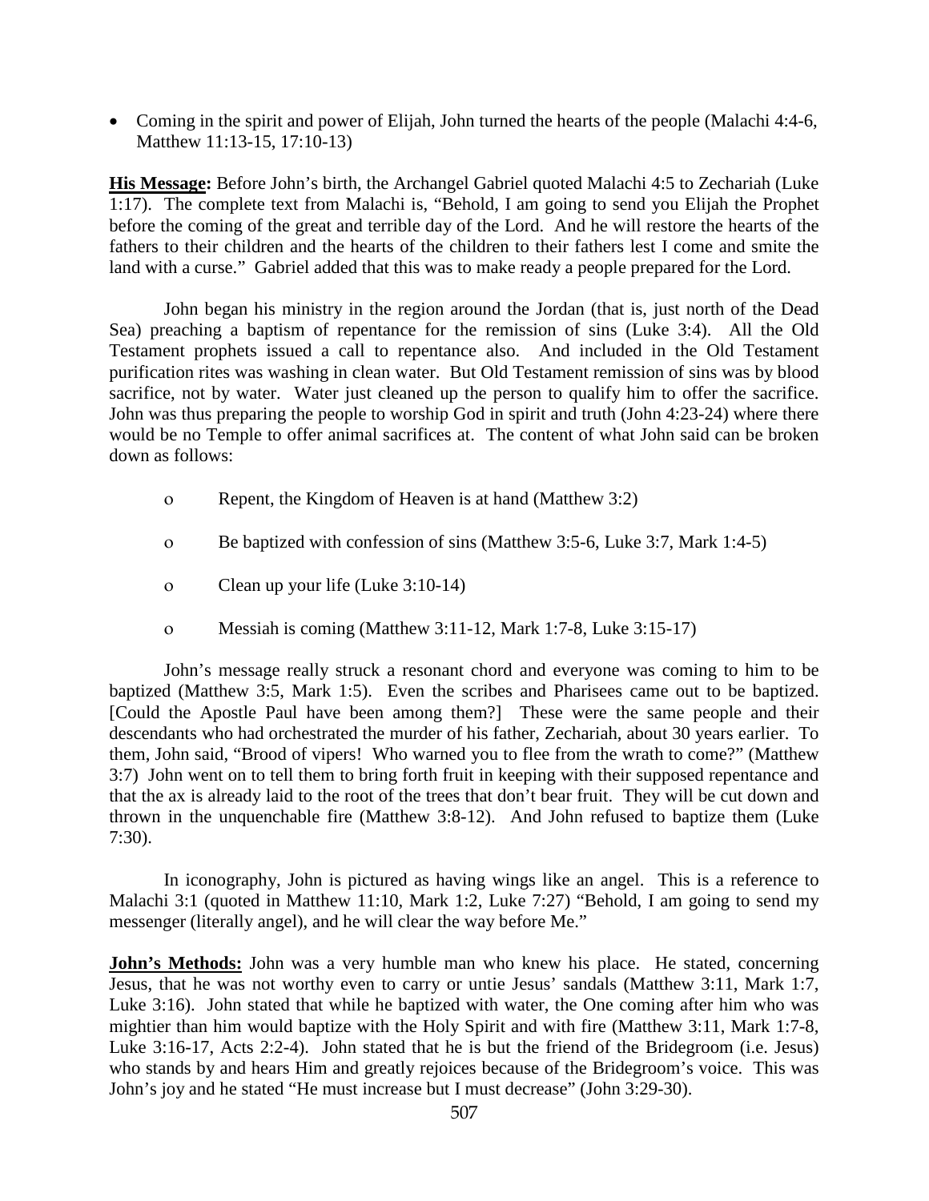- Coming in the spirit and power of Elijah, John turned the hearts of the people (Malachi 4:4-6, Matthew 11:13-15, 17:10-13)

**His Message:** Before John's birth, the Archangel Gabriel quoted Malachi 4:5 to Zechariah (Luke 1:17). The complete text from Malachi is, "Behold, I am going to send you Elijah the Prophet before the coming of the great and terrible day of the Lord. And he will restore the hearts of the fathers to their children and the hearts of the children to their fathers lest I come and smite the land with a curse." Gabriel added that this was to make ready a people prepared for the Lord.

John began his ministry in the region around the Jordan (that is, just north of the Dead Sea) preaching a baptism of repentance for the remission of sins (Luke 3:4). All the Old Testament prophets issued a call to repentance also. And included in the Old Testament purification rites was washing in clean water. But Old Testament remission of sins was by blood sacrifice, not by water. Water just cleaned up the person to qualify him to offer the sacrifice. John was thus preparing the people to worship God in spirit and truth (John 4:23-24) where there would be no Temple to offer animal sacrifices at. The content of what John said can be broken down as follows:

- Repent, the Kingdom of Heaven is at hand (Matthew 3:2)
- Be baptized with confession of sins (Matthew 3:5-6, Luke 3:7, Mark 1:4-5)
- Clean up your life (Luke 3:10-14)
- Messiah is coming (Matthew 3:11-12, Mark 1:7-8, Luke 3:15-17)

John's message really struck a resonant chord and everyone was coming to him to be baptized (Matthew 3:5, Mark 1:5). Even the scribes and Pharisees came out to be baptized. [Could the Apostle Paul have been among them?] These were the same people and their descendants who had orchestrated the murder of his father, Zechariah, about 30 years earlier. To them, John said, "Brood of vipers! Who warned you to flee from the wrath to come?" (Matthew 3:7) John went on to tell them to bring forth fruit in keeping with their supposed repentance and that the ax is already laid to the root of the trees that don't bear fruit. They will be cut down and thrown in the unquenchable fire (Matthew 3:8-12). And John refused to baptize them (Luke 7:30).

In iconography, John is pictured as having wings like an angel. This is a reference to Malachi 3:1 (quoted in Matthew 11:10, Mark 1:2, Luke 7:27) "Behold, I am going to send my messenger (literally angel), and he will clear the way before Me."

**John's Methods:** John was a very humble man who knew his place. He stated, concerning Jesus, that he was not worthy even to carry or untie Jesus' sandals (Matthew 3:11, Mark 1:7, Luke 3:16). John stated that while he baptized with water, the One coming after him who was mightier than him would baptize with the Holy Spirit and with fire (Matthew 3:11, Mark 1:7-8, Luke 3:16-17, Acts 2:2-4). John stated that he is but the friend of the Bridegroom (i.e. Jesus) who stands by and hears Him and greatly rejoices because of the Bridegroom's voice. This was John's joy and he stated "He must increase but I must decrease" (John 3:29-30).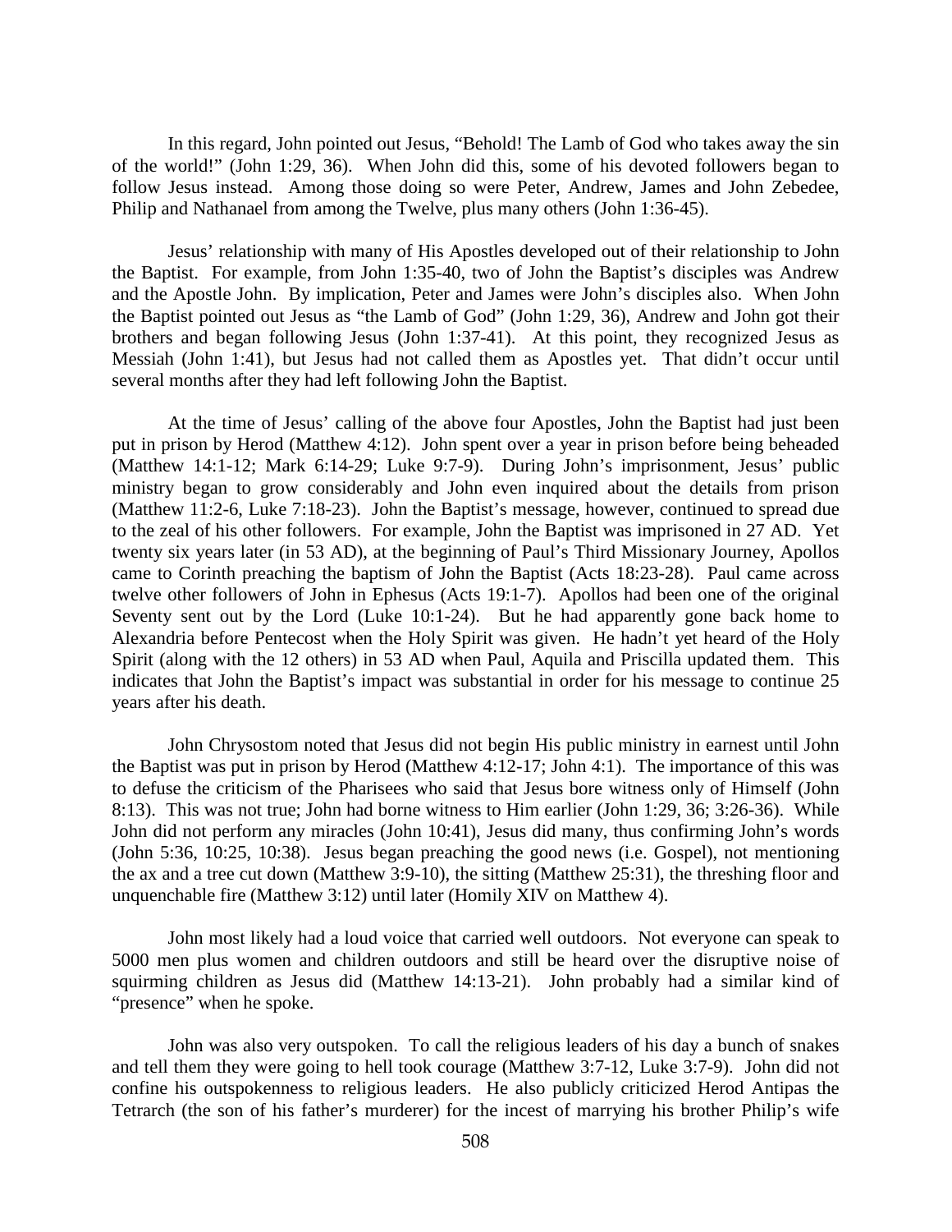In this regard, John pointed out Jesus, "Behold! The Lamb of God who takes away the sin of the world!" (John 1:29, 36). When John did this, some of his devoted followers began to follow Jesus instead. Among those doing so were Peter, Andrew, James and John Zebedee, Philip and Nathanael from among the Twelve, plus many others (John 1:36-45).

Jesus' relationship with many of His Apostles developed out of their relationship to John the Baptist. For example, from John 1:35-40, two of John the Baptist's disciples was Andrew and the Apostle John. By implication, Peter and James were John's disciples also. When John the Baptist pointed out Jesus as "the Lamb of God" (John 1:29, 36), Andrew and John got their brothers and began following Jesus (John 1:37-41). At this point, they recognized Jesus as Messiah (John 1:41), but Jesus had not called them as Apostles yet. That didn't occur until several months after they had left following John the Baptist.

At the time of Jesus' calling of the above four Apostles, John the Baptist had just been put in prison by Herod (Matthew 4:12). John spent over a year in prison before being beheaded (Matthew 14:1-12; Mark 6:14-29; Luke 9:7-9). During John's imprisonment, Jesus' public ministry began to grow considerably and John even inquired about the details from prison (Matthew 11:2-6, Luke 7:18-23). John the Baptist's message, however, continued to spread due to the zeal of his other followers. For example, John the Baptist was imprisoned in 27 AD. Yet twenty six years later (in 53 AD), at the beginning of Paul's Third Missionary Journey, Apollos came to Corinth preaching the baptism of John the Baptist (Acts 18:23-28). Paul came across twelve other followers of John in Ephesus (Acts 19:1-7). Apollos had been one of the original Seventy sent out by the Lord (Luke 10:1-24). But he had apparently gone back home to Alexandria before Pentecost when the Holy Spirit was given. He hadn't yet heard of the Holy Spirit (along with the 12 others) in 53 AD when Paul, Aquila and Priscilla updated them. This indicates that John the Baptist's impact was substantial in order for his message to continue 25 years after his death.

John Chrysostom noted that Jesus did not begin His public ministry in earnest until John the Baptist was put in prison by Herod (Matthew 4:12-17; John 4:1). The importance of this was to defuse the criticism of the Pharisees who said that Jesus bore witness only of Himself (John 8:13). This was not true; John had borne witness to Him earlier (John 1:29, 36; 3:26-36). While John did not perform any miracles (John 10:41), Jesus did many, thus confirming John's words (John 5:36, 10:25, 10:38). Jesus began preaching the good news (i.e. Gospel), not mentioning the ax and a tree cut down (Matthew 3:9-10), the sitting (Matthew 25:31), the threshing floor and unquenchable fire (Matthew 3:12) until later (Homily XIV on Matthew 4).

John most likely had a loud voice that carried well outdoors. Not everyone can speak to 5000 men plus women and children outdoors and still be heard over the disruptive noise of squirming children as Jesus did (Matthew 14:13-21). John probably had a similar kind of "presence" when he spoke.

John was also very outspoken. To call the religious leaders of his day a bunch of snakes and tell them they were going to hell took courage (Matthew 3:7-12, Luke 3:7-9). John did not confine his outspokenness to religious leaders. He also publicly criticized Herod Antipas the Tetrarch (the son of his father's murderer) for the incest of marrying his brother Philip's wife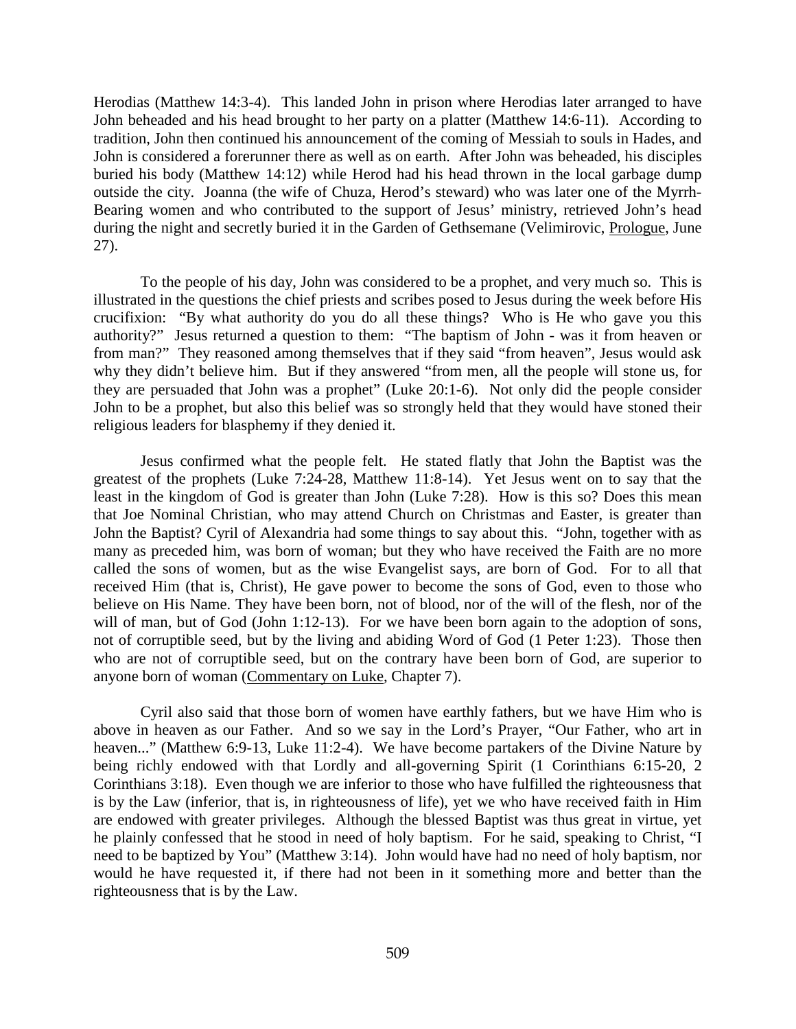Herodias (Matthew 14:3-4). This landed John in prison where Herodias later arranged to have John beheaded and his head brought to her party on a platter (Matthew 14:6-11). According to tradition, John then continued his announcement of the coming of Messiah to souls in Hades, and John is considered a forerunner there as well as on earth. After John was beheaded, his disciples buried his body (Matthew 14:12) while Herod had his head thrown in the local garbage dump outside the city. Joanna (the wife of Chuza, Herod's steward) who was later one of the Myrrh-Bearing women and who contributed to the support of Jesus' ministry, retrieved John's head during the night and secretly buried it in the Garden of Gethsemane (Velimirovic, Prologue, June 27).

To the people of his day, John was considered to be a prophet, and very much so. This is illustrated in the questions the chief priests and scribes posed to Jesus during the week before His crucifixion: "By what authority do you do all these things? Who is He who gave you this authority?" Jesus returned a question to them: "The baptism of John - was it from heaven or from man?" They reasoned among themselves that if they said "from heaven", Jesus would ask why they didn't believe him. But if they answered "from men, all the people will stone us, for they are persuaded that John was a prophet" (Luke 20:1-6). Not only did the people consider John to be a prophet, but also this belief was so strongly held that they would have stoned their religious leaders for blasphemy if they denied it.

Jesus confirmed what the people felt. He stated flatly that John the Baptist was the greatest of the prophets (Luke 7:24-28, Matthew 11:8-14). Yet Jesus went on to say that the least in the kingdom of God is greater than John (Luke 7:28). How is this so? Does this mean that Joe Nominal Christian, who may attend Church on Christmas and Easter, is greater than John the Baptist? Cyril of Alexandria had some things to say about this. "John, together with as many as preceded him, was born of woman; but they who have received the Faith are no more called the sons of women, but as the wise Evangelist says, are born of God. For to all that received Him (that is, Christ), He gave power to become the sons of God, even to those who believe on His Name. They have been born, not of blood, nor of the will of the flesh, nor of the will of man, but of God (John 1:12-13). For we have been born again to the adoption of sons, not of corruptible seed, but by the living and abiding Word of God (1 Peter 1:23). Those then who are not of corruptible seed, but on the contrary have been born of God, are superior to anyone born of woman (Commentary on Luke, Chapter 7).

Cyril also said that those born of women have earthly fathers, but we have Him who is above in heaven as our Father. And so we say in the Lord's Prayer, "Our Father, who art in heaven..." (Matthew 6:9-13, Luke 11:2-4). We have become partakers of the Divine Nature by being richly endowed with that Lordly and all-governing Spirit (1 Corinthians 6:15-20, 2 Corinthians 3:18). Even though we are inferior to those who have fulfilled the righteousness that is by the Law (inferior, that is, in righteousness of life), yet we who have received faith in Him are endowed with greater privileges. Although the blessed Baptist was thus great in virtue, yet he plainly confessed that he stood in need of holy baptism. For he said, speaking to Christ, "I need to be baptized by You" (Matthew 3:14). John would have had no need of holy baptism, nor would he have requested it, if there had not been in it something more and better than the righteousness that is by the Law.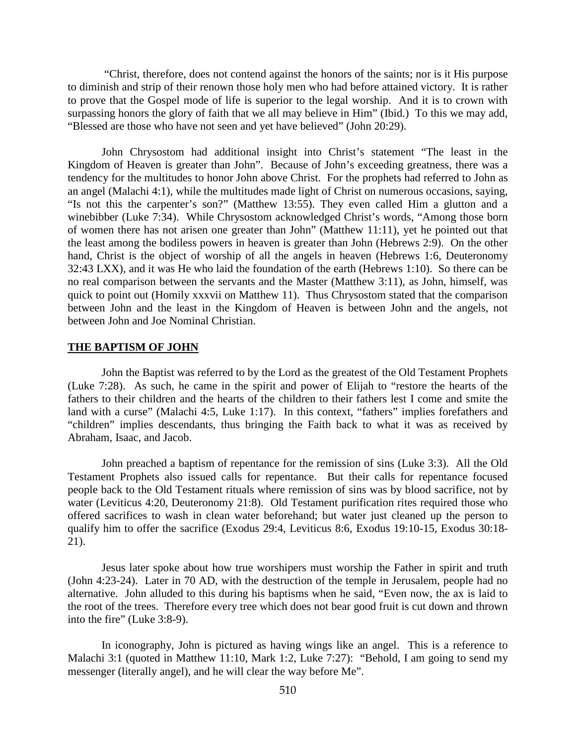"Christ, therefore, does not contend against the honors of the saints; nor is it His purpose to diminish and strip of their renown those holy men who had before attained victory. It is rather to prove that the Gospel mode of life is superior to the legal worship. And it is to crown with surpassing honors the glory of faith that we all may believe in Him" (Ibid.) To this we may add, "Blessed are those who have not seen and yet have believed" (John 20:29).

John Chrysostom had additional insight into Christ's statement "The least in the Kingdom of Heaven is greater than John". Because of John's exceeding greatness, there was a tendency for the multitudes to honor John above Christ. For the prophets had referred to John as an angel (Malachi 4:1), while the multitudes made light of Christ on numerous occasions, saying, "Is not this the carpenter's son?" (Matthew 13:55). They even called Him a glutton and a winebibber (Luke 7:34). While Chrysostom acknowledged Christ's words, "Among those born of women there has not arisen one greater than John" (Matthew 11:11), yet he pointed out that the least among the bodiless powers in heaven is greater than John (Hebrews 2:9). On the other hand, Christ is the object of worship of all the angels in heaven (Hebrews 1:6, Deuteronomy 32:43 LXX), and it was He who laid the foundation of the earth (Hebrews 1:10). So there can be no real comparison between the servants and the Master (Matthew 3:11), as John, himself, was quick to point out (Homily xxxvii on Matthew 11). Thus Chrysostom stated that the comparison between John and the least in the Kingdom of Heaven is between John and the angels, not between John and Joe Nominal Christian.

## THE BAPTISM OF JOHN

John the Baptist was referred to by the Lord as the greatest of the Old Testament Prophets (Luke 7:28). As such, he came in the spirit and power of Elijah to "restore the hearts of the fathers to their children and the hearts of the children to their fathers lest I come and smite the land with a curse" (Malachi 4:5, Luke 1:17). In this context, "fathers" implies forefathers and "children" implies descendants, thus bringing the Faith back to what it was as received by Abraham, Isaac, and Jacob.

John preached a baptism of repentance for the remission of sins (Luke 3:3). All the Old Testament Prophets also issued calls for repentance. But their calls for repentance focused people back to the Old Testament rituals where remission of sins was by blood sacrifice, not by water (Leviticus 4:20, Deuteronomy 21:8). Old Testament purification rites required those who offered sacrifices to wash in clean water beforehand; but water just cleaned up the person to qualify him to offer the sacrifice (Exodus 29:4, Leviticus 8:6, Exodus 19:10-15, Exodus 30:18-21).

Jesus later spoke about how true worshipers must worship the Father in spirit and truth (John 4:23-24). Later in 70 AD, with the destruction of the temple in Jerusalem, people had no alternative. John alluded to this during his baptisms when he said, "Even now, the ax is laid to the root of the trees. Therefore every tree which does not bear good fruit is cut down and thrown into the fire" (Luke 3:8-9).

In iconography, John is pictured as having wings like an angel. This is a reference to Malachi 3:1 (quoted in Matthew 11:10, Mark 1:2, Luke 7:27): "Behold, I am going to send my messenger (literally angel), and he will clear the way before Me".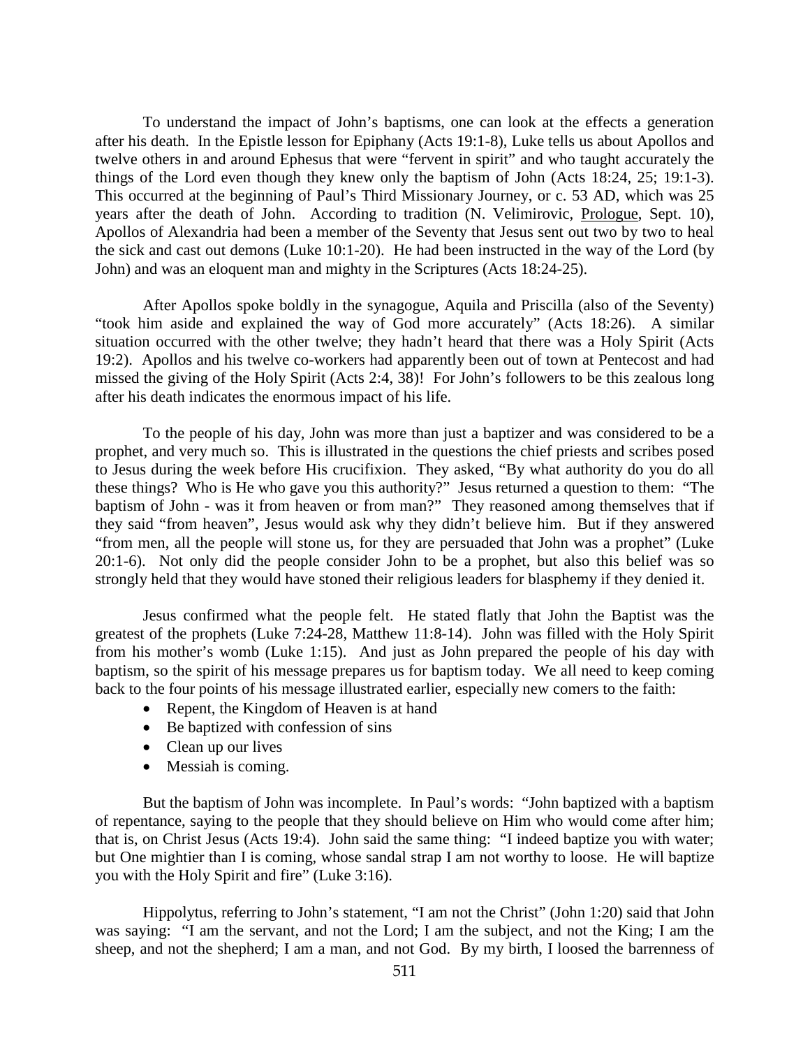To understand the impact of John's baptisms, one can look at the effects a generation after his death. In the Epistle lesson for Epiphany (Acts 19:1-8), Luke tells us about Apollos and twelve others in and around Ephesus that were "fervent in spirit" and who taught accurately the things of the Lord even though they knew only the baptism of John (Acts 18:24, 25; 19:1-3). This occurred at the beginning of Paul's Third Missionary Journey, or c. 53 AD, which was 25 years after the death of John. According to tradition (N. Velimirovic, Prologue, Sept. 10), Apollos of Alexandria had been a member of the Seventy that Jesus sent out two by two to heal the sick and cast out demons (Luke 10:1-20). He had been instructed in the way of the Lord (by John) and was an eloquent man and mighty in the Scriptures (Acts 18:24-25).

After Apollos spoke boldly in the synagogue, Aquila and Priscilla (also of the Seventy) "took him aside and explained the way of God more accurately" (Acts 18:26). A similar situation occurred with the other twelve; they hadn't heard that there was a Holy Spirit (Acts 19:2). Apollos and his twelve co-workers had apparently been out of town at Pentecost and had missed the giving of the Holy Spirit (Acts 2:4, 38)! For John's followers to be this zealous long after his death indicates the enormous impact of his life.

To the people of his day, John was more than just a baptizer and was considered to be a prophet, and very much so. This is illustrated in the questions the chief priests and scribes posed to Jesus during the week before His crucifixion. They asked, "By what authority do you do all these things? Who is He who gave you this authority?" Jesus returned a question to them: "The baptism of John - was it from heaven or from man?" They reasoned among themselves that if they said "from heaven", Jesus would ask why they didn't believe him. But if they answered "from men, all the people will stone us, for they are persuaded that John was a prophet" (Luke 20:1-6). Not only did the people consider John to be a prophet, but also this belief was so strongly held that they would have stoned their religious leaders for blasphemy if they denied it.

Jesus confirmed what the people felt. He stated flatly that John the Baptist was the greatest of the prophets (Luke 7:24-28, Matthew 11:8-14). John was filled with the Holy Spirit from his mother's womb (Luke 1:15). And just as John prepared the people of his day with baptism, so the spirit of his message prepares us for baptism today. We all need to keep coming back to the four points of his message illustrated earlier, especially new comers to the faith:

- Repent, the Kingdom of Heaven is at hand
- Be baptized with confession of sins
- Clean up our lives
- Messiah is coming.

But the baptism of John was incomplete. In Paul's words: "John baptized with a baptism of repentance, saying to the people that they should believe on Him who would come after him; that is, on Christ Jesus (Acts 19:4). John said the same thing: "I indeed baptize you with water; but One mightier than I is coming, whose sandal strap I am not worthy to loose. He will baptize you with the Holy Spirit and fire" (Luke 3:16).

Hippolytus, referring to John's statement, "I am not the Christ" (John 1:20) said that John was saying: "I am the servant, and not the Lord; I am the subject, and not the King; I am the sheep, and not the shepherd; I am a man, and not God. By my birth, I loosed the barrenness of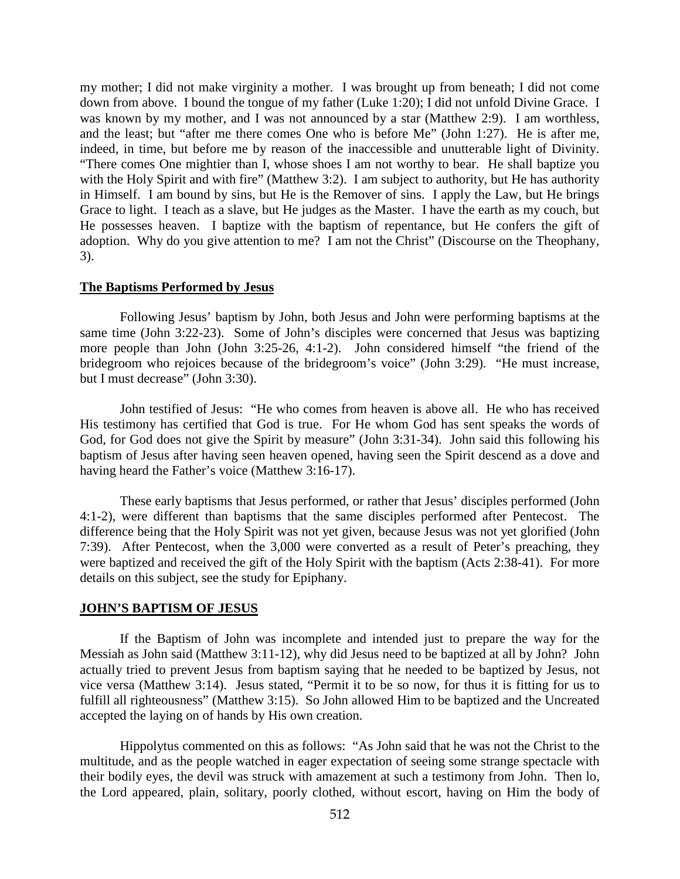my mother; I did not make virginity a mother. I was brought up from beneath; I did not come down from above. I bound the tongue of my father (Luke 1:20); I did not unfold Divine Grace. I was known by my mother, and I was not announced by a star (Matthew 2:9). I am worthless, and the least; but "after me there comes One who is before Me" (John 1:27). He is after me, indeed, in time, but before me by reason of the inaccessible and unutterable light of Divinity. "There comes One mightier than I, whose shoes I am not worthy to bear. He shall baptize you with the Holy Spirit and with fire" (Matthew 3:2). I am subject to authority, but He has authority in Himself. I am bound by sins, but He is the Remover of sins. I apply the Law, but He brings Grace to light. I teach as a slave, but He judges as the Master. I have the earth as my couch, but He possesses heaven. I baptize with the baptism of repentance, but He confers the gift of adoption. Why do you give attention to me? I am not the Christ" (Discourse on the Theophany, 3).

**The Baptisms Performed by Jesus**

Following Jesus' baptism by John, both Jesus and John were performing baptisms at the same time (John 3:22-23). Some of John's disciples were concerned that Jesus was baptizing more people than John (John 3:25-26, 4:1-2). John considered himself "the friend of the bridegroom who rejoices because of the bridegroom's voice" (John 3:29). "He must increase, but I must decrease" (John 3:30).

John testified of Jesus: "He who comes from heaven is above all. He who has received His testimony has certified that God is true. For He whom God has sent speaks the words of God, for God does not give the Spirit by measure" (John 3:31-34). John said this following his baptism of Jesus after having seen heaven opened, having seen the Spirit descend as a dove and having heard the Father's voice (Matthew 3:16-17).

These early baptisms that Jesus performed, or rather that Jesus' disciples performed (John 4:1-2), were different than baptisms that the same disciples performed after Pentecost. The difference being that the Holy Spirit was not yet given, because Jesus was not yet glorified (John 7:39). After Pentecost, when the 3,000 were converted as a result of Peter's preaching, they were baptized and received the gift of the Holy Spirit with the baptism (Acts 2:38-41). For more details on this subject, see the study for Epiphany.

**JOHN'S BAPTISM OF JESUS**

If the Baptism of John was incomplete and intended just to prepare the way for the Messiah as John said (Matthew 3:11-12), why did Jesus need to be baptized at all by John? John actually tried to prevent Jesus from baptism saying that he needed to be baptized by Jesus, not vice versa (Matthew 3:14). Jesus stated, "Permit it to be so now, for thus it is fitting for us to fulfill all righteousness" (Matthew 3:15). So John allowed Him to be baptized and the Uncreated accepted the laying on of hands by His own creation.

Hippolytus commented on this as follows: "As John said that he was not the Christ to the multitude, and as the people watched in eager expectation of seeing some strange spectacle with their bodily eyes, the devil was struck with amazement at such a testimony from John. Then lo, the Lord appeared, plain, solitary, poorly clothed, without escort, having on Him the body of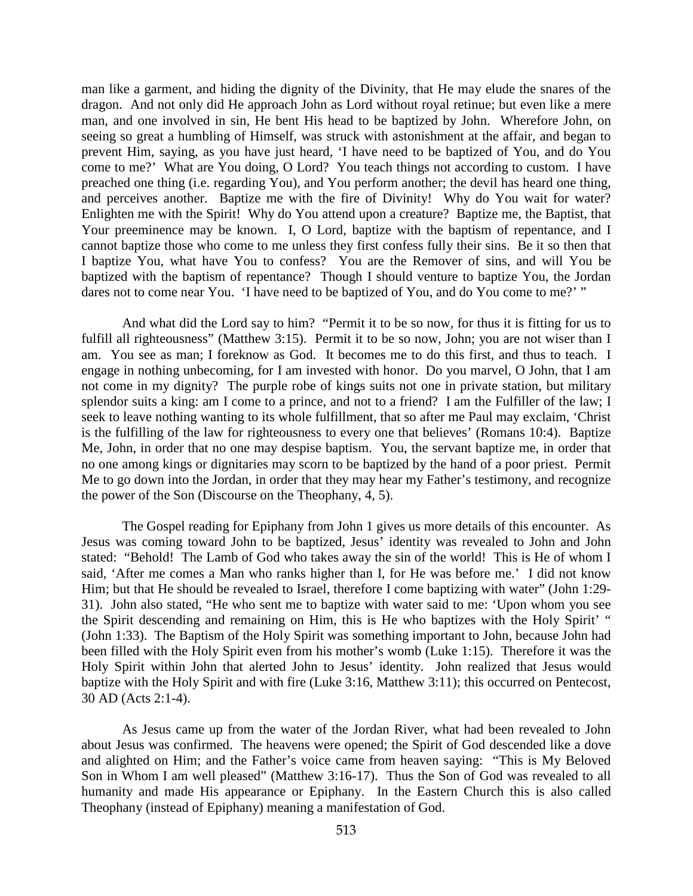man like a garment, and hiding the dignity of the Divinity, that He may elude the snares of the dragon. And not only did He approach John as Lord without royal retinue; but even like a mere man, and one involved in sin, He bent His head to be baptized by John. Wherefore John, on seeing so great a humbling of Himself, was struck with astonishment at the affair, and began to prevent Him, saying, as you have just heard, 'I have need to be baptized of You, and do You come to me?' What are You doing, O Lord? You teach things not according to custom. I have preached one thing (i.e. regarding You), and You perform another; the devil has heard one thing, and perceives another. Baptize me with the fire of Divinity! Why do You wait for water? Enlighten me with the Spirit! Why do You attend upon a creature? Baptize me, the Baptist, that Your preeminence may be known. I, O Lord, baptize with the baptism of repentance, and I cannot baptize those who come to me unless they first confess fully their sins. Be it so then that I baptize You, what have You to confess? You are the Remover of sins, and will You be baptized with the baptism of repentance? Though I should venture to baptize You, the Jordan dares not to come near You. 'I have need to be baptized of You, and do You come to me?' "

And what did the Lord say to him? "Permit it to be so now, for thus it is fitting for us to fulfill all righteousness" (Matthew 3:15). Permit it to be so now, John; you are not wiser than I am. You see as man; I foreknow as God. It becomes me to do this first, and thus to teach. I engage in nothing unbecoming, for I am invested with honor. Do you marvel, O John, that I am not come in my dignity? The purple robe of kings suits not one in private station, but military splendor suits a king: am I come to a prince, and not to a friend? I am the Fulfiller of the law; I seek to leave nothing wanting to its whole fulfillment, that so after me Paul may exclaim, 'Christ is the fulfilling of the law for righteousness to every one that believes' (Romans 10:4). Baptize Me, John, in order that no one may despise baptism. You, the servant baptize me, in order that no one among kings or dignitaries may scorn to be baptized by the hand of a poor priest. Permit Me to go down into the Jordan, in order that they may hear my Father's testimony, and recognize the power of the Son (Discourse on the Theophany, 4, 5).

The Gospel reading for Epiphany from John 1 gives us more details of this encounter. As Jesus was coming toward John to be baptized, Jesus' identity was revealed to John and John stated: "Behold! The Lamb of God who takes away the sin of the world! This is He of whom I said, 'After me comes a Man who ranks higher than I, for He was before me.' I did not know Him; but that He should be revealed to Israel, therefore I come baptizing with water" (John 1:29-31). John also stated, "He who sent me to baptize with water said to me: 'Upon whom you see the Spirit descending and remaining on Him, this is He who baptizes with the Holy Spirit' " (John 1:33). The Baptism of the Holy Spirit was something important to John, because John had been filled with the Holy Spirit even from his mother's womb (Luke 1:15). Therefore it was the Holy Spirit within John that alerted John to Jesus' identity. John realized that Jesus would baptize with the Holy Spirit and with fire (Luke 3:16, Matthew 3:11); this occurred on Pentecost, 30 AD (Acts 2:1-4).

As Jesus came up from the water of the Jordan River, what had been revealed to John about Jesus was confirmed. The heavens were opened; the Spirit of God descended like a dove and alighted on Him; and the Father's voice came from heaven saying: "This is My Beloved Son in Whom I am well pleased" (Matthew 3:16-17). Thus the Son of God was revealed to all humanity and made His appearance or Epiphany. In the Eastern Church this is also called Theophany (instead of Epiphany) meaning a manifestation of God.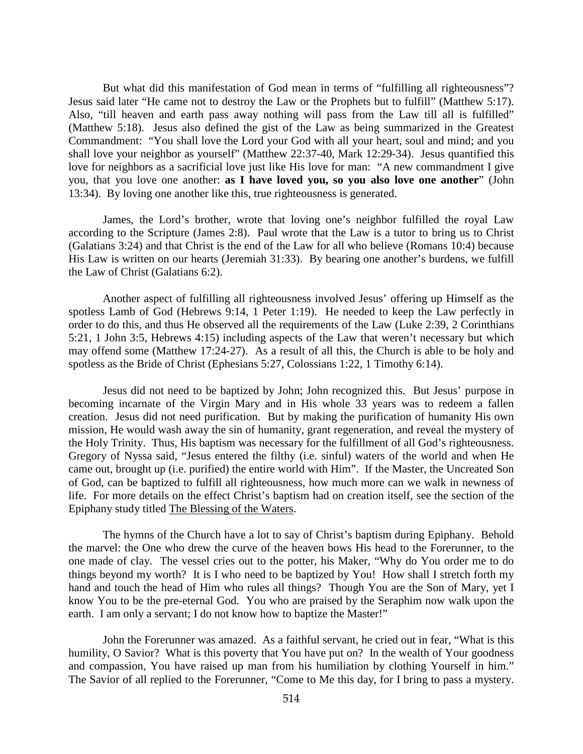But what did this manifestation of God mean in terms of "fulfilling all righteousness"? Jesus said later "He came not to destroy the Law or the Prophets but to fulfill" (Matthew 5:17). Also, "till heaven and earth pass away nothing will pass from the Law till all is fulfilled" (Matthew 5:18). Jesus also defined the gist of the Law as being summarized in the Greatest Commandment: "You shall love the Lord your God with all your heart, soul and mind; and you shall love your neighbor as yourself" (Matthew 22:37-40, Mark 12:29-34). Jesus quantified this love for neighbors as a sacrificial love just like His love for man: "A new commandment I give you, that you love one another: **as I have loved you, so you also love one another**" (John 13:34). By loving one another like this, true righteousness is generated.

James, the Lord's brother, wrote that loving one's neighbor fulfilled the royal Law according to the Scripture (James 2:8). Paul wrote that the Law is a tutor to bring us to Christ (Galatians 3:24) and that Christ is the end of the Law for all who believe (Romans 10:4) because His Law is written on our hearts (Jeremiah 31:33). By bearing one another's burdens, we fulfill the Law of Christ (Galatians 6:2).

Another aspect of fulfilling all righteousness involved Jesus' offering up Himself as the spotless Lamb of God (Hebrews 9:14, 1 Peter 1:19). He needed to keep the Law perfectly in order to do this, and thus He observed all the requirements of the Law (Luke 2:39, 2 Corinthians 5:21, 1 John 3:5, Hebrews 4:15) including aspects of the Law that weren't necessary but which may offend some (Matthew 17:24-27). As a result of all this, the Church is able to be holy and spotless as the Bride of Christ (Ephesians 5:27, Colossians 1:22, 1 Timothy 6:14).

Jesus did not need to be baptized by John; John recognized this. But Jesus' purpose in becoming incarnate of the Virgin Mary and in His whole 33 years was to redeem a fallen creation. Jesus did not need purification. But by making the purification of humanity His own mission, He would wash away the sin of humanity, grant regeneration, and reveal the mystery of the Holy Trinity. Thus, His baptism was necessary for the fulfillment of all God's righteousness. Gregory of Nyssa said, "Jesus entered the filthy (i.e. sinful) waters of the world and when He came out, brought up (i.e. purified) the entire world with Him". If the Master, the Uncreated Son of God, can be baptized to fulfill all righteousness, how much more can we walk in newness of life. For more details on the effect Christ's baptism had on creation itself, see the section of the Epiphany study titled The Blessing of the Waters.

The hymns of the Church have a lot to say of Christ's baptism during Epiphany. Behold the marvel: the One who drew the curve of the heaven bows His head to the Forerunner, to the one made of clay. The vessel cries out to the potter, his Maker, "Why do You order me to do things beyond my worth? It is I who need to be baptized by You! How shall I stretch forth my hand and touch the head of Him who rules all things? Though You are the Son of Mary, yet I know You to be the pre-eternal God. You who are praised by the Seraphim now walk upon the earth. I am only a servant; I do not know how to baptize the Master!"

John the Forerunner was amazed. As a faithful servant, he cried out in fear, "What is this humility, O Savior? What is this poverty that You have put on? In the wealth of Your goodness and compassion, You have raised up man from his humiliation by clothing Yourself in him." The Savior of all replied to the Forerunner, "Come to Me this day, for I bring to pass a mystery.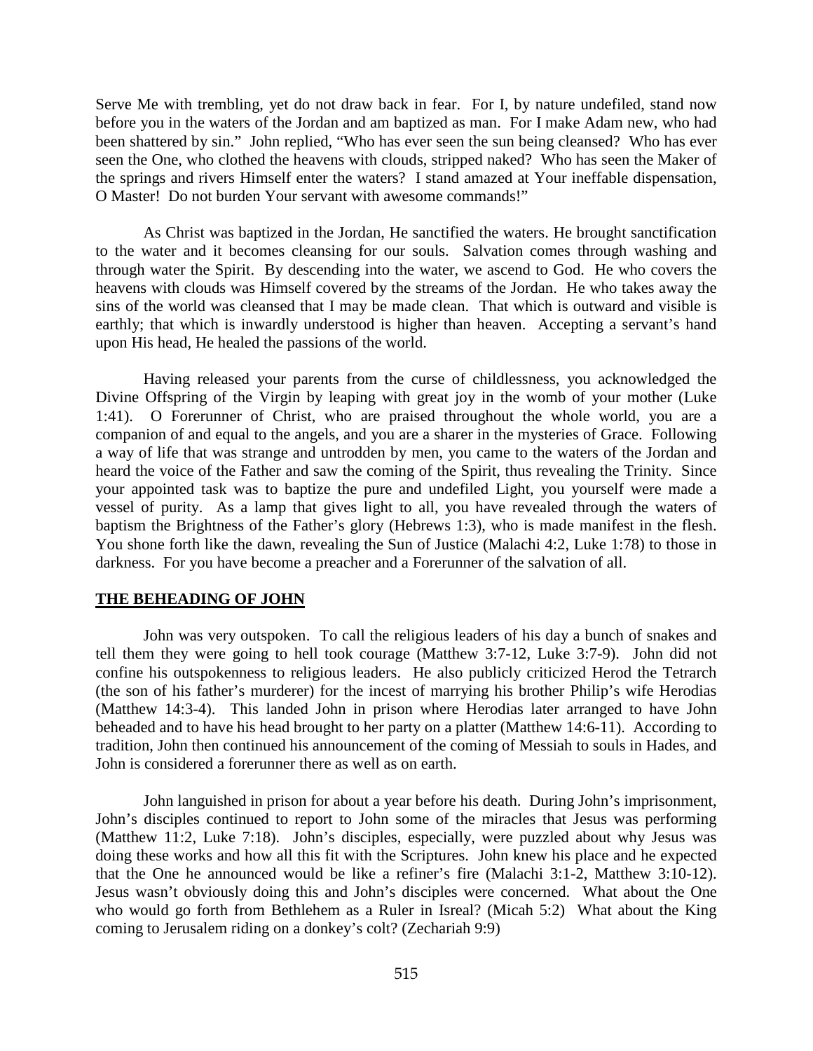Serve Me with trembling, yet do not draw back in fear. For I, by nature undefiled, stand now before you in the waters of the Jordan and am baptized as man. For I make Adam new, who had been shattered by sin." John replied, "Who has ever seen the sun being cleansed? Who has ever seen the One, who clothed the heavens with clouds, stripped naked? Who has seen the Maker of the springs and rivers Himself enter the waters? I stand amazed at Your ineffable dispensation, O Master! Do not burden Your servant with awesome commands!"

As Christ was baptized in the Jordan, He sanctified the waters. He brought sanctification to the water and it becomes cleansing for our souls. Salvation comes through washing and through water the Spirit. By descending into the water, we ascend to God. He who covers the heavens with clouds was Himself covered by the streams of the Jordan. He who takes away the sins of the world was cleansed that I may be made clean. That which is outward and visible is earthly; that which is inwardly understood is higher than heaven. Accepting a servant's hand upon His head, He healed the passions of the world.

Having released your parents from the curse of childlessness, you acknowledged the Divine Offspring of the Virgin by leaping with great joy in the womb of your mother (Luke 1:41). O Forerunner of Christ, who are praised throughout the whole world, you are a companion of and equal to the angels, and you are a sharer in the mysteries of Grace. Following a way of life that was strange and untrodden by men, you came to the waters of the Jordan and heard the voice of the Father and saw the coming of the Spirit, thus revealing the Trinity. Since your appointed task was to baptize the pure and undefiled Light, you yourself were made a vessel of purity. As a lamp that gives light to all, you have revealed through the waters of baptism the Brightness of the Father's glory (Hebrews 1:3), who is made manifest in the flesh. You shone forth like the dawn, revealing the Sun of Justice (Malachi 4:2, Luke 1:78) to those in darkness. For you have become a preacher and a Forerunner of the salvation of all.

## THE BEHEADING OF JOHN

John was very outspoken. To call the religious leaders of his day a bunch of snakes and tell them they were going to hell took courage (Matthew 3:7-12, Luke 3:7-9). John did not confine his outspokenness to religious leaders. He also publicly criticized Herod the Tetrarch (the son of his father's murderer) for the incest of marrying his brother Philip's wife Herodias (Matthew 14:3-4). This landed John in prison where Herodias later arranged to have John beheaded and to have his head brought to her party on a platter (Matthew 14:6-11). According to tradition, John then continued his announcement of the coming of Messiah to souls in Hades, and John is considered a forerunner there as well as on earth.

John languished in prison for about a year before his death. During John's imprisonment, John's disciples continued to report to John some of the miracles that Jesus was performing (Matthew 11:2, Luke 7:18). John's disciples, especially, were puzzled about why Jesus was doing these works and how all this fit with the Scriptures. John knew his place and he expected that the One he announced would be like a refiner's fire (Malachi 3:1-2, Matthew 3:10-12). Jesus wasn't obviously doing this and John's disciples were concerned. What about the One who would go forth from Bethlehem as a Ruler in Isreal? (Micah 5:2) What about the King coming to Jerusalem riding on a donkey's colt? (Zechariah 9:9)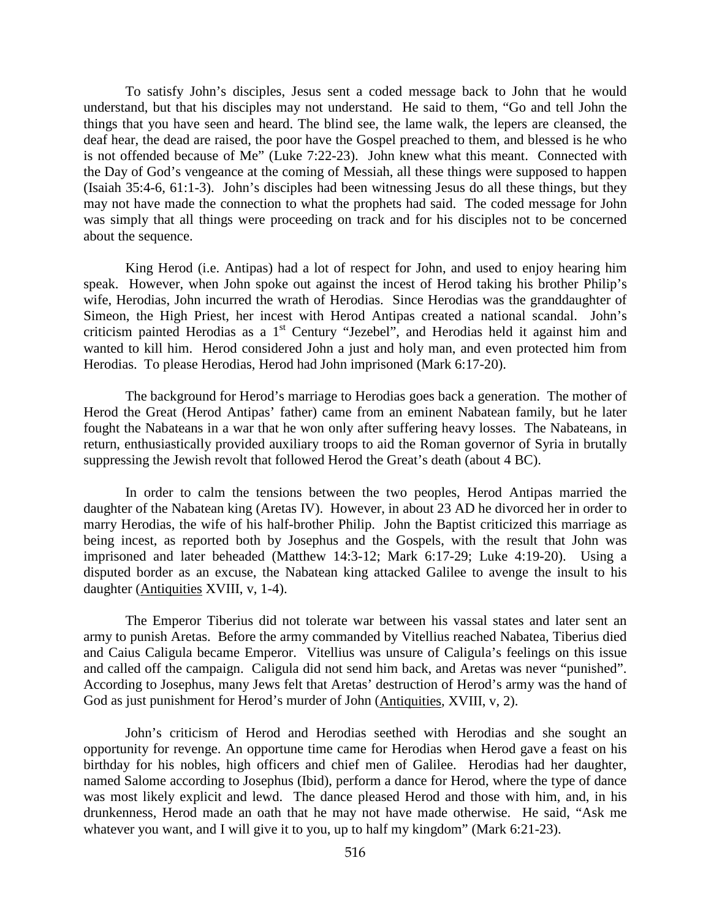To satisfy John's disciples, Jesus sent a coded message back to John that he would understand, but that his disciples may not understand. He said to them, "Go and tell John the things that you have seen and heard. The blind see, the lame walk, the lepers are cleansed, the deaf hear, the dead are raised, the poor have the Gospel preached to them, and blessed is he who is not offended because of Me" (Luke 7:22-23). John knew what this meant. Connected with the Day of God's vengeance at the coming of Messiah, all these things were supposed to happen (Isaiah 35:4-6, 61:1-3). John's disciples had been witnessing Jesus do all these things, but they may not have made the connection to what the prophets had said. The coded message for John was simply that all things were proceeding on track and for his disciples not to be concerned about the sequence.

King Herod (i.e. Antipas) had a lot of respect for John, and used to enjoy hearing him speak. However, when John spoke out against the incest of Herod taking his brother Philip's wife, Herodias, John incurred the wrath of Herodias. Since Herodias was the granddaughter of Simeon, the High Priest, her incest with Herod Antipas created a national scandal. John's criticism painted Herodias as a 1st Century "Jezebel", and Herodias held it against him and wanted to kill him. Herod considered John a just and holy man, and even protected him from Herodias. To please Herodias, Herod had John imprisoned (Mark 6:17-20).

The background for Herod's marriage to Herodias goes back a generation. The mother of Herod the Great (Herod Antipas' father) came from an eminent Nabatean family, but he later fought the Nabateans in a war that he won only after suffering heavy losses. The Nabateans, in return, enthusiastically provided auxiliary troops to aid the Roman governor of Syria in brutally suppressing the Jewish revolt that followed Herod the Great's death (about 4 BC).

In order to calm the tensions between the two peoples, Herod Antipas married the daughter of the Nabatean king (Aretas IV). However, in about 23 AD he divorced her in order to marry Herodias, the wife of his half-brother Philip. John the Baptist criticized this marriage as being incest, as reported both by Josephus and the Gospels, with the result that John was imprisoned and later beheaded (Matthew 14:3-12; Mark 6:17-29; Luke 4:19-20). Using a disputed border as an excuse, the Nabatean king attacked Galilee to avenge the insult to his daughter (<u>Antiquities</u> XVIII, v, 1-4).

The Emperor Tiberius did not tolerate war between his vassal states and later sent an army to punish Aretas. Before the army commanded by Vitellius reached Nabatea, Tiberius died and Caius Caligula became Emperor. Vitellius was unsure of Caligula's feelings on this issue and called off the campaign. Caligula did not send him back, and Aretas was never "punished". According to Josephus, many Jews felt that Aretas' destruction of Herod's army was the hand of God as just punishment for Herod's murder of John (<u>Antiquities</u>, XVIII, v, 2).

John's criticism of Herod and Herodias seethed with Herodias and she sought an opportunity for revenge. An opportune time came for Herodias when Herod gave a feast on his birthday for his nobles, high officers and chief men of Galilee. Herodias had her daughter, named Salome according to Josephus (Ibid), perform a dance for Herod, where the type of dance was most likely explicit and lewd. The dance pleased Herod and those with him, and, in his drunkenness, Herod made an oath that he may not have made otherwise. He said, "Ask me whatever you want, and I will give it to you, up to half my kingdom" (Mark 6:21-23).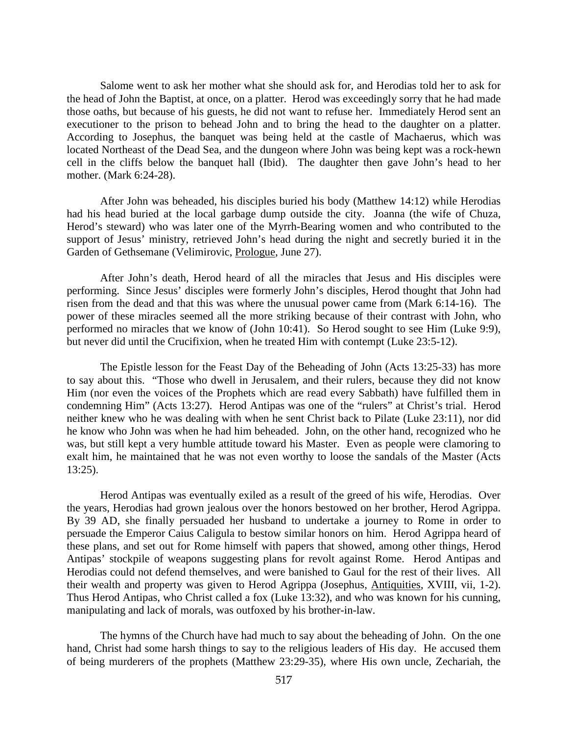Salome went to ask her mother what she should ask for, and Herodias told her to ask for the head of John the Baptist, at once, on a platter. Herod was exceedingly sorry that he had made those oaths, but because of his guests, he did not want to refuse her. Immediately Herod sent an executioner to the prison to behead John and to bring the head to the daughter on a platter. According to Josephus, the banquet was being held at the castle of Machaerus, which was located Northeast of the Dead Sea, and the dungeon where John was being kept was a rock-hewn cell in the cliffs below the banquet hall (Ibid). The daughter then gave John's head to her mother. (Mark 6:24-28).

After John was beheaded, his disciples buried his body (Matthew 14:12) while Herodias had his head buried at the local garbage dump outside the city. Joanna (the wife of Chuza, Herod's steward) who was later one of the Myrrh-Bearing women and who contributed to the support of Jesus' ministry, retrieved John's head during the night and secretly buried it in the Garden of Gethsemane (Velimirovic, Prologue, June 27).

After John's death, Herod heard of all the miracles that Jesus and His disciples were performing. Since Jesus' disciples were formerly John's disciples, Herod thought that John had risen from the dead and that this was where the unusual power came from (Mark 6:14-16). The power of these miracles seemed all the more striking because of their contrast with John, who performed no miracles that we know of (John 10:41). So Herod sought to see Him (Luke 9:9), but never did until the Crucifixion, when he treated Him with contempt (Luke 23:5-12).

The Epistle lesson for the Feast Day of the Beheading of John (Acts 13:25-33) has more to say about this. "Those who dwell in Jerusalem, and their rulers, because they did not know Him (nor even the voices of the Prophets which are read every Sabbath) have fulfilled them in condemning Him" (Acts 13:27). Herod Antipas was one of the "rulers" at Christ's trial. Herod neither knew who he was dealing with when he sent Christ back to Pilate (Luke 23:11), nor did he know who John was when he had him beheaded. John, on the other hand, recognized who he was, but still kept a very humble attitude toward his Master. Even as people were clamoring to exalt him, he maintained that he was not even worthy to loose the sandals of the Master (Acts 13:25).

Herod Antipas was eventually exiled as a result of the greed of his wife, Herodias. Over the years, Herodias had grown jealous over the honors bestowed on her brother, Herod Agrippa. By 39 AD, she finally persuaded her husband to undertake a journey to Rome in order to persuade the Emperor Caius Caligula to bestow similar honors on him. Herod Agrippa heard of these plans, and set out for Rome himself with papers that showed, among other things, Herod Antipas' stockpile of weapons suggesting plans for revolt against Rome. Herod Antipas and Herodias could not defend themselves, and were banished to Gaul for the rest of their lives. All their wealth and property was given to Herod Agrippa (Josephus, Antiquities, XVIII, vii, 1-2). Thus Herod Antipas, who Christ called a fox (Luke 13:32), and who was known for his cunning, manipulating and lack of morals, was outfoxed by his brother-in-law.

The hymns of the Church have had much to say about the beheading of John. On the one hand, Christ had some harsh things to say to the religious leaders of His day. He accused them of being murderers of the prophets (Matthew 23:29-35), where His own uncle, Zechariah, the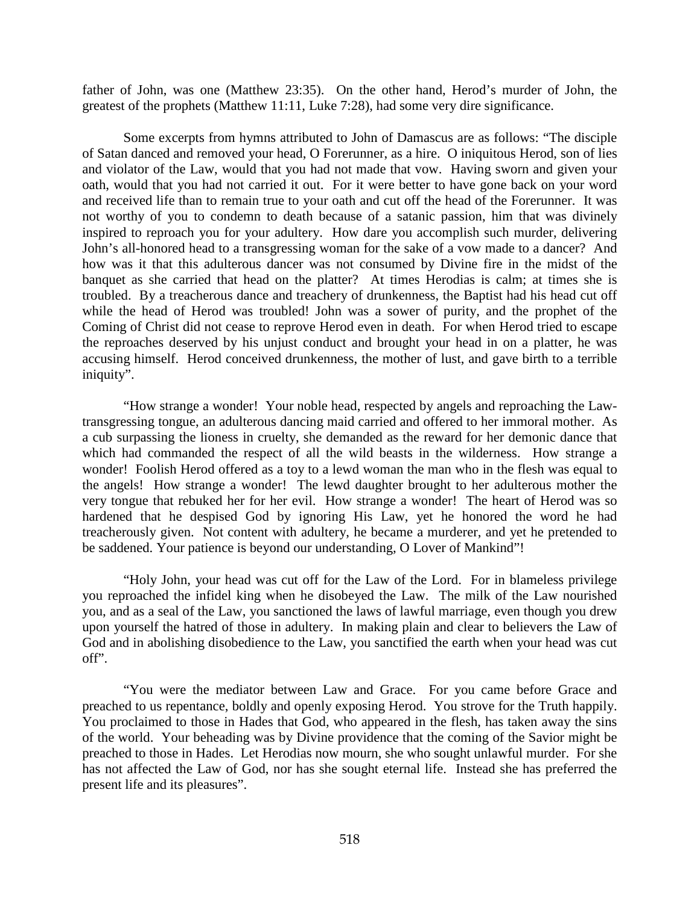father of John, was one (Matthew 23:35). On the other hand, Herod's murder of John, the greatest of the prophets (Matthew 11:11, Luke 7:28), had some very dire significance.

Some excerpts from hymns attributed to John of Damascus are as follows: "The disciple of Satan danced and removed your head, O Forerunner, as a hire. O iniquitous Herod, son of lies and violator of the Law, would that you had not made that vow. Having sworn and given your oath, would that you had not carried it out. For it were better to have gone back on your word and received life than to remain true to your oath and cut off the head of the Forerunner. It was not worthy of you to condemn to death because of a satanic passion, him that was divinely inspired to reproach you for your adultery. How dare you accomplish such murder, delivering John's all-honored head to a transgressing woman for the sake of a vow made to a dancer? And how was it that this adulterous dancer was not consumed by Divine fire in the midst of the banquet as she carried that head on the platter? At times Herodias is calm; at times she is troubled. By a treacherous dance and treachery of drunkenness, the Baptist had his head cut off while the head of Herod was troubled! John was a sower of purity, and the prophet of the Coming of Christ did not cease to reprove Herod even in death. For when Herod tried to escape the reproaches deserved by his unjust conduct and brought your head in on a platter, he was accusing himself. Herod conceived drunkenness, the mother of lust, and gave birth to a terrible iniquity".

"How strange a wonder! Your noble head, respected by angels and reproaching the Law-transgressing tongue, an adulterous dancing maid carried and offered to her immoral mother. As a cub surpassing the lioness in cruelty, she demanded as the reward for her demonic dance that which had commanded the respect of all the wild beasts in the wilderness. How strange a wonder! Foolish Herod offered as a toy to a lewd woman the man who in the flesh was equal to the angels! How strange a wonder! The lewd daughter brought to her adulterous mother the very tongue that rebuked her for her evil. How strange a wonder! The heart of Herod was so hardened that he despised God by ignoring His Law, yet he honored the word he had treacherously given. Not content with adultery, he became a murderer, and yet he pretended to be saddened. Your patience is beyond our understanding, O Lover of Mankind"!

"Holy John, your head was cut off for the Law of the Lord. For in blameless privilege you reproached the infidel king when he disobeyed the Law. The milk of the Law nourished you, and as a seal of the Law, you sanctioned the laws of lawful marriage, even though you drew upon yourself the hatred of those in adultery. In making plain and clear to believers the Law of God and in abolishing disobedience to the Law, you sanctified the earth when your head was cut off".

"You were the mediator between Law and Grace. For you came before Grace and preached to us repentance, boldly and openly exposing Herod. You strove for the Truth happily. You proclaimed to those in Hades that God, who appeared in the flesh, has taken away the sins of the world. Your beheading was by Divine providence that the coming of the Savior might be preached to those in Hades. Let Herodias now mourn, she who sought unlawful murder. For she has not affected the Law of God, nor has she sought eternal life. Instead she has preferred the present life and its pleasures".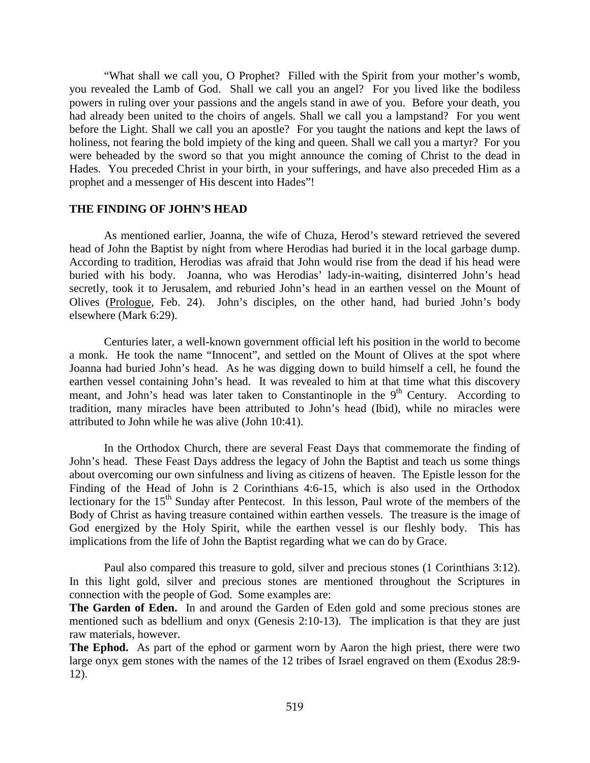"What shall we call you, O Prophet? Filled with the Spirit from your mother's womb, you revealed the Lamb of God. Shall we call you an angel? For you lived like the bodiless powers in ruling over your passions and the angels stand in awe of you. Before your death, you had already been united to the choirs of angels. Shall we call you a lampstand? For you went before the Light. Shall we call you an apostle? For you taught the nations and kept the laws of holiness, not fearing the bold impiety of the king and queen. Shall we call you a martyr? For you were beheaded by the sword so that you might announce the coming of Christ to the dead in Hades. You preceded Christ in your birth, in your sufferings, and have also preceded Him as a prophet and a messenger of His descent into Hades"!

## THE FINDING OF JOHN'S HEAD

As mentioned earlier, Joanna, the wife of Chuza, Herod's steward retrieved the severed head of John the Baptist by night from where Herodias had buried it in the local garbage dump. According to tradition, Herodias was afraid that John would rise from the dead if his head were buried with his body. Joanna, who was Herodias' lady-in-waiting, disinterred John's head secretly, took it to Jerusalem, and reburied John's head in an earthen vessel on the Mount of Olives (Prologue, Feb. 24). John's disciples, on the other hand, had buried John's body elsewhere (Mark 6:29).

Centuries later, a well-known government official left his position in the world to become a monk. He took the name "Innocent", and settled on the Mount of Olives at the spot where Joanna had buried John's head. As he was digging down to build himself a cell, he found the earthen vessel containing John's head. It was revealed to him at that time what this discovery meant, and John's head was later taken to Constantinople in the 9th Century. According to tradition, many miracles have been attributed to John's head (Ibid), while no miracles were attributed to John while he was alive (John 10:41).

In the Orthodox Church, there are several Feast Days that commemorate the finding of John's head. These Feast Days address the legacy of John the Baptist and teach us some things about overcoming our own sinfulness and living as citizens of heaven. The Epistle lesson for the Finding of the Head of John is 2 Corinthians 4:6-15, which is also used in the Orthodox lectionary for the 15th Sunday after Pentecost. In this lesson, Paul wrote of the members of the Body of Christ as having treasure contained within earthen vessels. The treasure is the image of God energized by the Holy Spirit, while the earthen vessel is our fleshly body. This has implications from the life of John the Baptist regarding what we can do by Grace.

Paul also compared this treasure to gold, silver and precious stones (1 Corinthians 3:12). In this light gold, silver and precious stones are mentioned throughout the Scriptures in connection with the people of God. Some examples are:

**The Garden of Eden.** In and around the Garden of Eden gold and some precious stones are mentioned such as bdellium and onyx (Genesis 2:10-13). The implication is that they are just raw materials, however.

**The Ephod.** As part of the ephod or garment worn by Aaron the high priest, there were two large onyx gem stones with the names of the 12 tribes of Israel engraved on them (Exodus 28:9-12).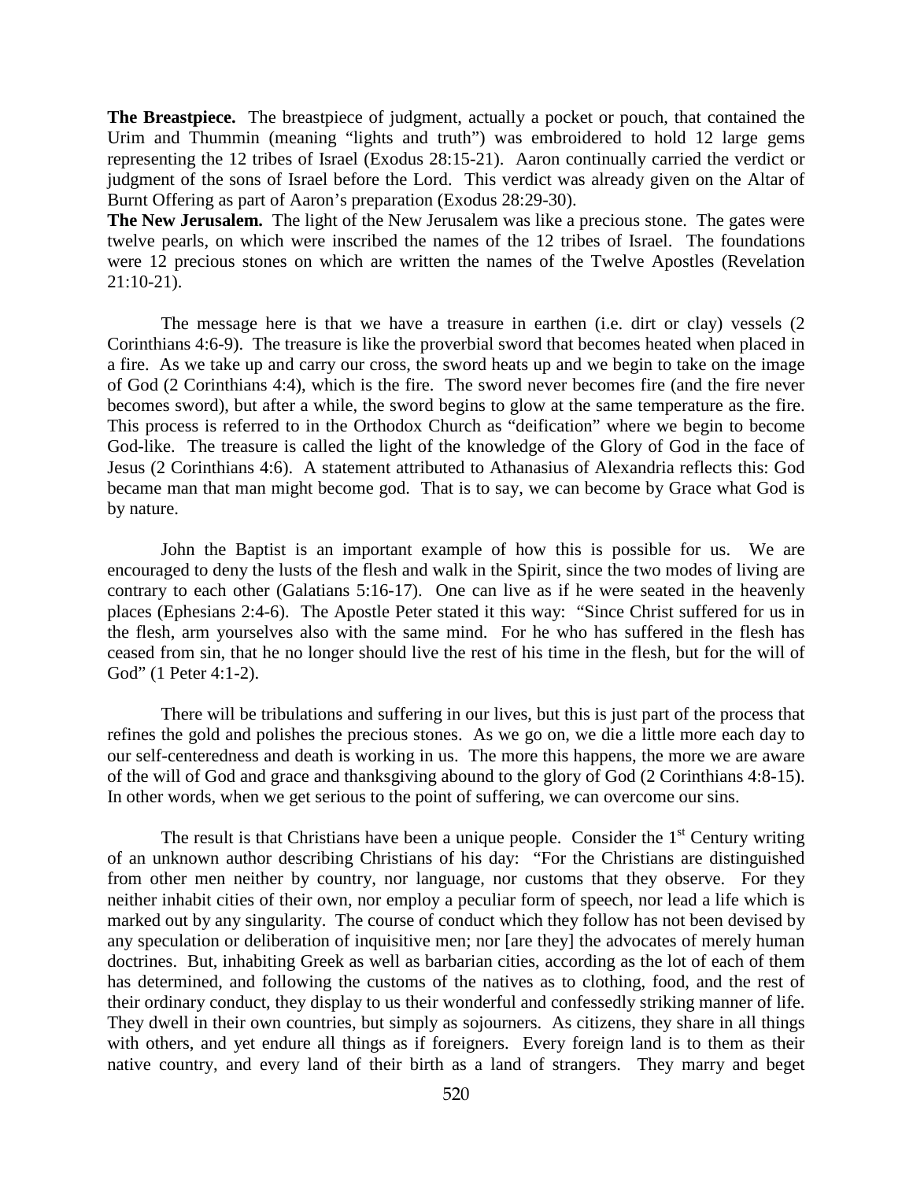**The Breastpiece.** The breastpiece of judgment, actually a pocket or pouch, that contained the Urim and Thummin (meaning "lights and truth") was embroidered to hold 12 large gems representing the 12 tribes of Israel (Exodus 28:15-21). Aaron continually carried the verdict or judgment of the sons of Israel before the Lord. This verdict was already given on the Altar of Burnt Offering as part of Aaron's preparation (Exodus 28:29-30).

**The New Jerusalem.** The light of the New Jerusalem was like a precious stone. The gates were twelve pearls, on which were inscribed the names of the 12 tribes of Israel. The foundations were 12 precious stones on which are written the names of the Twelve Apostles (Revelation 21:10-21).

The message here is that we have a treasure in earthen (i.e. dirt or clay) vessels (2 Corinthians 4:6-9). The treasure is like the proverbial sword that becomes heated when placed in a fire. As we take up and carry our cross, the sword heats up and we begin to take on the image of God (2 Corinthians 4:4), which is the fire. The sword never becomes fire (and the fire never becomes sword), but after a while, the sword begins to glow at the same temperature as the fire. This process is referred to in the Orthodox Church as "deification" where we begin to become God-like. The treasure is called the light of the knowledge of the Glory of God in the face of Jesus (2 Corinthians 4:6). A statement attributed to Athanasius of Alexandria reflects this: God became man that man might become god. That is to say, we can become by Grace what God is by nature.

John the Baptist is an important example of how this is possible for us. We are encouraged to deny the lusts of the flesh and walk in the Spirit, since the two modes of living are contrary to each other (Galatians 5:16-17). One can live as if he were seated in the heavenly places (Ephesians 2:4-6). The Apostle Peter stated it this way: "Since Christ suffered for us in the flesh, arm yourselves also with the same mind. For he who has suffered in the flesh has ceased from sin, that he no longer should live the rest of his time in the flesh, but for the will of God" (1 Peter 4:1-2).

There will be tribulations and suffering in our lives, but this is just part of the process that refines the gold and polishes the precious stones. As we go on, we die a little more each day to our self-centeredness and death is working in us. The more this happens, the more we are aware of the will of God and grace and thanksgiving abound to the glory of God (2 Corinthians 4:8-15). In other words, when we get serious to the point of suffering, we can overcome our sins.

The result is that Christians have been a unique people. Consider the 1st Century writing of an unknown author describing Christians of his day: "For the Christians are distinguished from other men neither by country, nor language, nor customs that they observe. For they neither inhabit cities of their own, nor employ a peculiar form of speech, nor lead a life which is marked out by any singularity. The course of conduct which they follow has not been devised by any speculation or deliberation of inquisitive men; nor [are they] the advocates of merely human doctrines. But, inhabiting Greek as well as barbarian cities, according as the lot of each of them has determined, and following the customs of the natives as to clothing, food, and the rest of their ordinary conduct, they display to us their wonderful and confessedly striking manner of life. They dwell in their own countries, but simply as sojourners. As citizens, they share in all things with others, and yet endure all things as if foreigners. Every foreign land is to them as their native country, and every land of their birth as a land of strangers. They marry and beget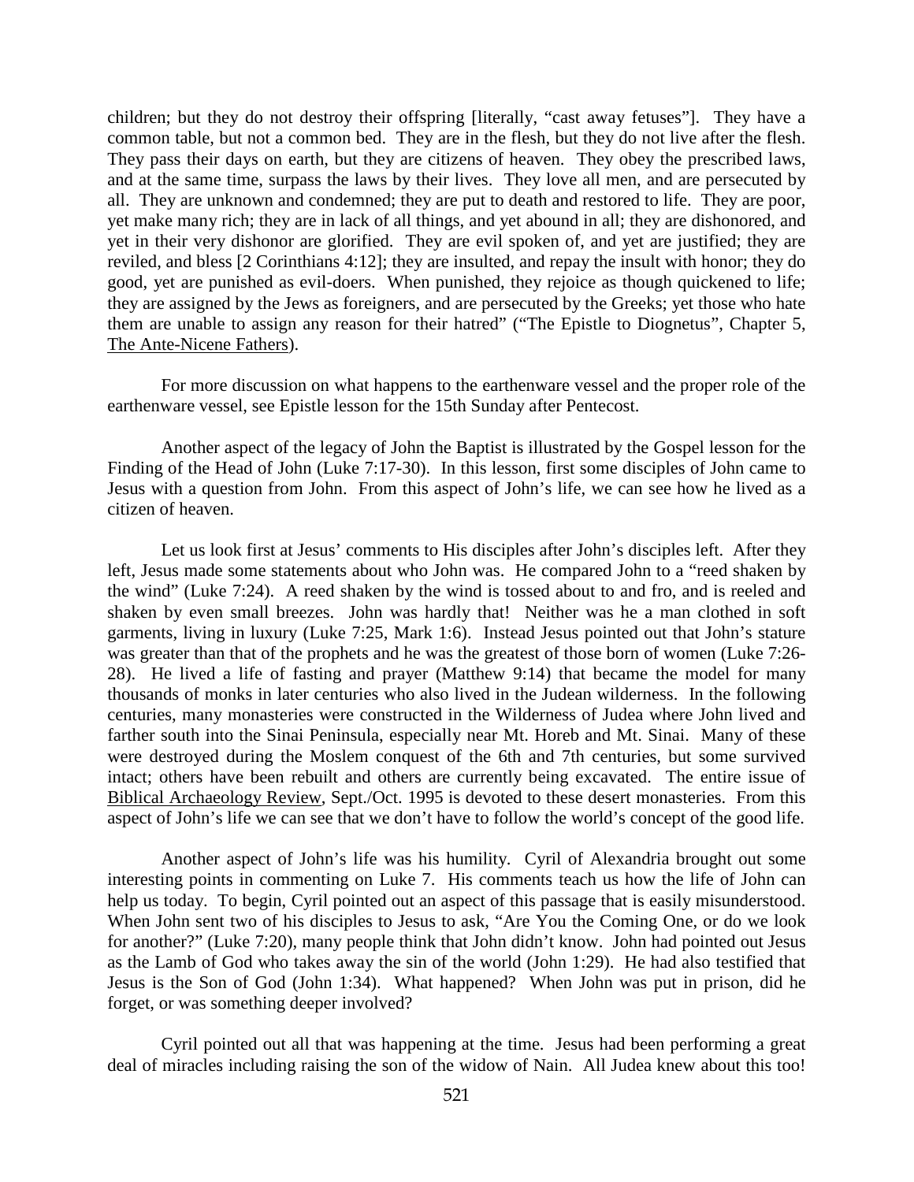children; but they do not destroy their offspring [literally, "cast away fetuses"]. They have a common table, but not a common bed. They are in the flesh, but they do not live after the flesh. They pass their days on earth, but they are citizens of heaven. They obey the prescribed laws, and at the same time, surpass the laws by their lives. They love all men, and are persecuted by all. They are unknown and condemned; they are put to death and restored to life. They are poor, yet make many rich; they are in lack of all things, and yet abound in all; they are dishonored, and yet in their very dishonor are glorified. They are evil spoken of, and yet are justified; they are reviled, and bless [2 Corinthians 4:12]; they are insulted, and repay the insult with honor; they do good, yet are punished as evil-doers. When punished, they rejoice as though quickened to life; they are assigned by the Jews as foreigners, and are persecuted by the Greeks; yet those who hate them are unable to assign any reason for their hatred" ("The Epistle to Diognetus", Chapter 5, The Ante-Nicene Fathers).

For more discussion on what happens to the earthenware vessel and the proper role of the earthenware vessel, see Epistle lesson for the 15th Sunday after Pentecost.

Another aspect of the legacy of John the Baptist is illustrated by the Gospel lesson for the Finding of the Head of John (Luke 7:17-30). In this lesson, first some disciples of John came to Jesus with a question from John. From this aspect of John's life, we can see how he lived as a citizen of heaven.

Let us look first at Jesus' comments to His disciples after John's disciples left. After they left, Jesus made some statements about who John was. He compared John to a "reed shaken by the wind" (Luke 7:24). A reed shaken by the wind is tossed about to and fro, and is reeled and shaken by even small breezes. John was hardly that! Neither was he a man clothed in soft garments, living in luxury (Luke 7:25, Mark 1:6). Instead Jesus pointed out that John's stature was greater than that of the prophets and he was the greatest of those born of women (Luke 7:26-28). He lived a life of fasting and prayer (Matthew 9:14) that became the model for many thousands of monks in later centuries who also lived in the Judean wilderness. In the following centuries, many monasteries were constructed in the Wilderness of Judea where John lived and farther south into the Sinai Peninsula, especially near Mt. Horeb and Mt. Sinai. Many of these were destroyed during the Moslem conquest of the 6th and 7th centuries, but some survived intact; others have been rebuilt and others are currently being excavated. The entire issue of Biblical Archaeology Review, Sept./Oct. 1995 is devoted to these desert monasteries. From this aspect of John's life we can see that we don't have to follow the world's concept of the good life.

Another aspect of John's life was his humility. Cyril of Alexandria brought out some interesting points in commenting on Luke 7. His comments teach us how the life of John can help us today. To begin, Cyril pointed out an aspect of this passage that is easily misunderstood. When John sent two of his disciples to Jesus to ask, "Are You the Coming One, or do we look for another?" (Luke 7:20), many people think that John didn't know. John had pointed out Jesus as the Lamb of God who takes away the sin of the world (John 1:29). He had also testified that Jesus is the Son of God (John 1:34). What happened? When John was put in prison, did he forget, or was something deeper involved?

Cyril pointed out all that was happening at the time. Jesus had been performing a great deal of miracles including raising the son of the widow of Nain. All Judea knew about this too!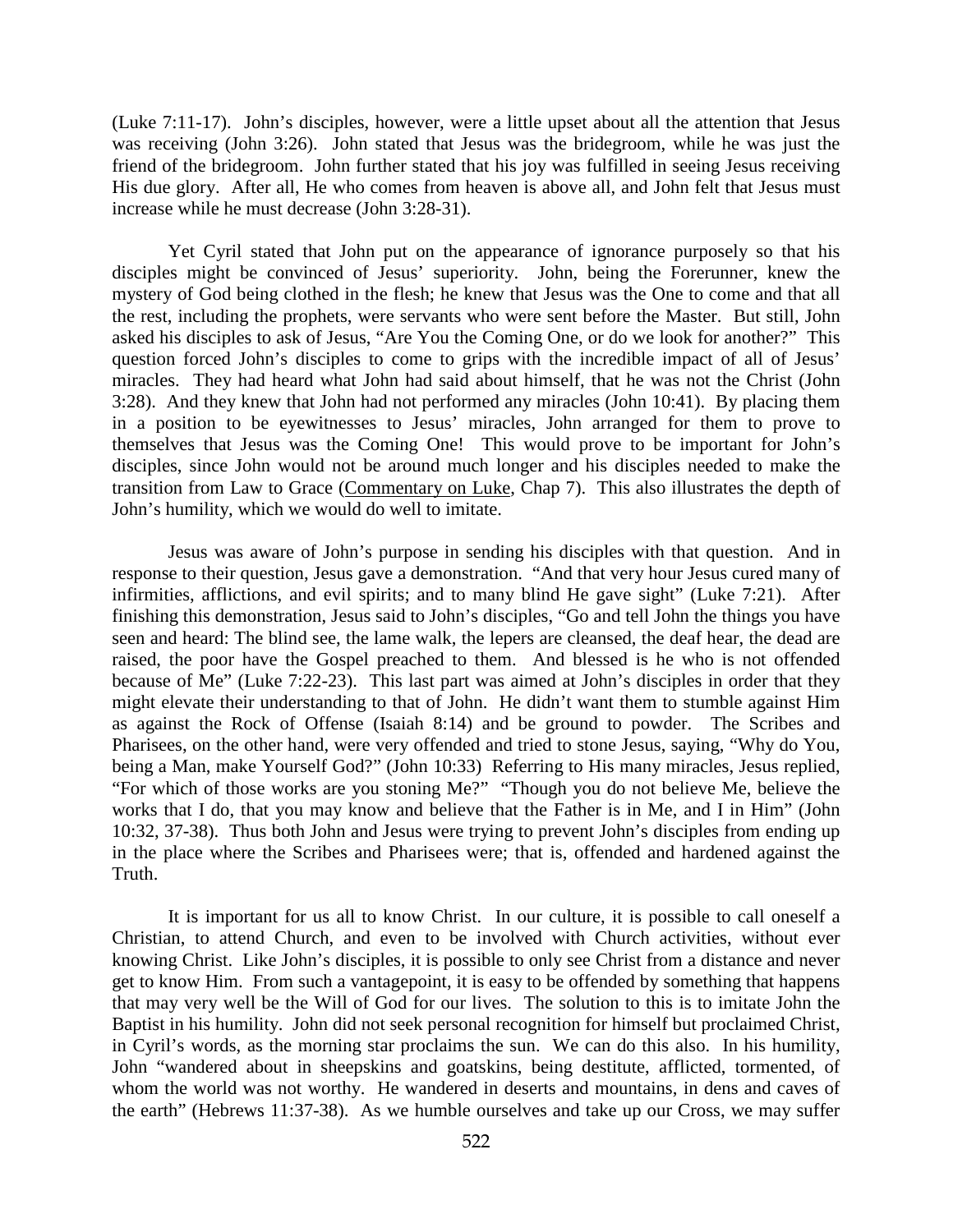(Luke 7:11-17). John's disciples, however, were a little upset about all the attention that Jesus was receiving (John 3:26). John stated that Jesus was the bridegroom, while he was just the friend of the bridegroom. John further stated that his joy was fulfilled in seeing Jesus receiving His due glory. After all, He who comes from heaven is above all, and John felt that Jesus must increase while he must decrease (John 3:28-31).

Yet Cyril stated that John put on the appearance of ignorance purposely so that his disciples might be convinced of Jesus' superiority. John, being the Forerunner, knew the mystery of God being clothed in the flesh; he knew that Jesus was the One to come and that all the rest, including the prophets, were servants who were sent before the Master. But still, John asked his disciples to ask of Jesus, "Are You the Coming One, or do we look for another?" This question forced John's disciples to come to grips with the incredible impact of all of Jesus' miracles. They had heard what John had said about himself, that he was not the Christ (John 3:28). And they knew that John had not performed any miracles (John 10:41). By placing them in a position to be eyewitnesses to Jesus' miracles, John arranged for them to prove to themselves that Jesus was the Coming One! This would prove to be important for John's disciples, since John would not be around much longer and his disciples needed to make the transition from Law to Grace (Commentary on Luke, Chap 7). This also illustrates the depth of John's humility, which we would do well to imitate.

Jesus was aware of John's purpose in sending his disciples with that question. And in response to their question, Jesus gave a demonstration. "And that very hour Jesus cured many of infirmities, afflictions, and evil spirits; and to many blind He gave sight" (Luke 7:21). After finishing this demonstration, Jesus said to John's disciples, "Go and tell John the things you have seen and heard: The blind see, the lame walk, the lepers are cleansed, the deaf hear, the dead are raised, the poor have the Gospel preached to them. And blessed is he who is not offended because of Me" (Luke 7:22-23). This last part was aimed at John's disciples in order that they might elevate their understanding to that of John. He didn't want them to stumble against Him as against the Rock of Offense (Isaiah 8:14) and be ground to powder. The Scribes and Pharisees, on the other hand, were very offended and tried to stone Jesus, saying, "Why do You, being a Man, make Yourself God?" (John 10:33) Referring to His many miracles, Jesus replied, "For which of those works are you stoning Me?" "Though you do not believe Me, believe the works that I do, that you may know and believe that the Father is in Me, and I in Him" (John 10:32, 37-38). Thus both John and Jesus were trying to prevent John's disciples from ending up in the place where the Scribes and Pharisees were; that is, offended and hardened against the Truth.

It is important for us all to know Christ. In our culture, it is possible to call oneself a Christian, to attend Church, and even to be involved with Church activities, without ever knowing Christ. Like John's disciples, it is possible to only see Christ from a distance and never get to know Him. From such a vantagepoint, it is easy to be offended by something that happens that may very well be the Will of God for our lives. The solution to this is to imitate John the Baptist in his humility. John did not seek personal recognition for himself but proclaimed Christ, in Cyril's words, as the morning star proclaims the sun. We can do this also. In his humility, John "wandered about in sheepskins and goatskins, being destitute, afflicted, tormented, of whom the world was not worthy. He wandered in deserts and mountains, in dens and caves of the earth" (Hebrews 11:37-38). As we humble ourselves and take up our Cross, we may suffer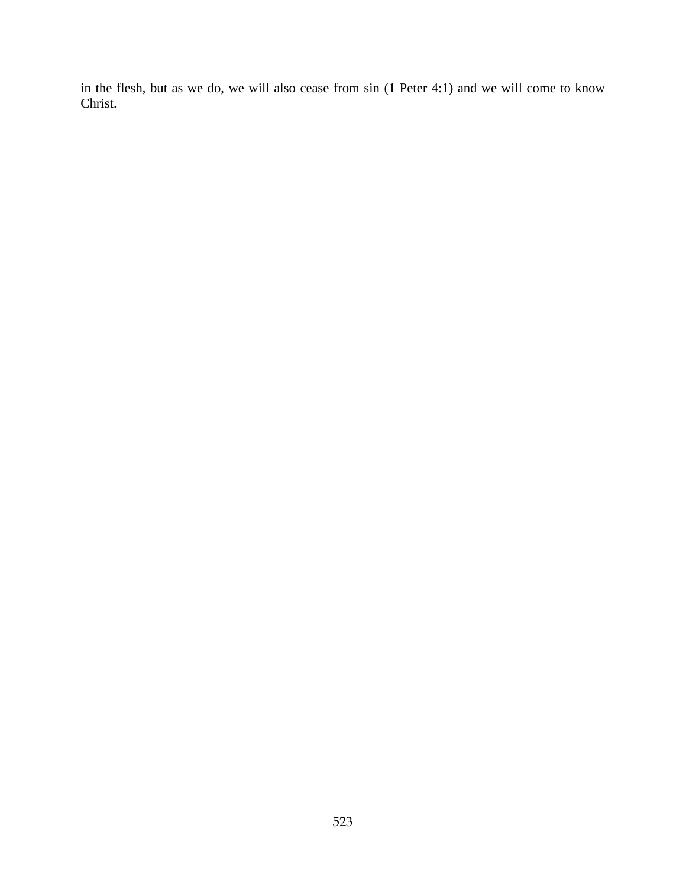in the flesh, but as we do, we will also cease from sin (1 Peter 4:1) and we will come to know Christ.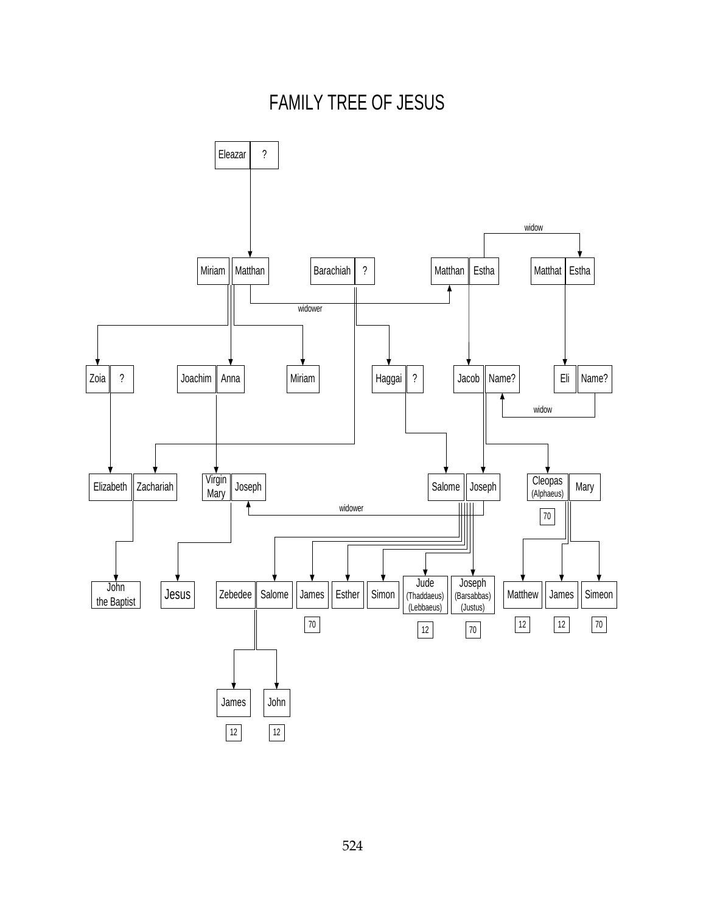# FAMILY TREE OF JESUS

Eleazar ?

widow

Miriam Matthan

Barachiah ?

Matthan Estha

Matthat Estha

widower

Zoia ?

Joachim Anna

Miriam

Haggai ?

Jacob Name?

Eli Name?

widow

Elizabeth Zachariah

Virgin Mary Joseph

Salome Joseph

Cleopas (Alphaeus) Mary

70

widower

John the Baptist

Jesus

Zebedee Salome

James

Esther

Simon

Jude (Thaddaeus) (Lebbaeus)

Joseph (Barsabbas) (Justus)

Matthew

James

Simeon

70

12

70

12

12

70

James

John

12

12